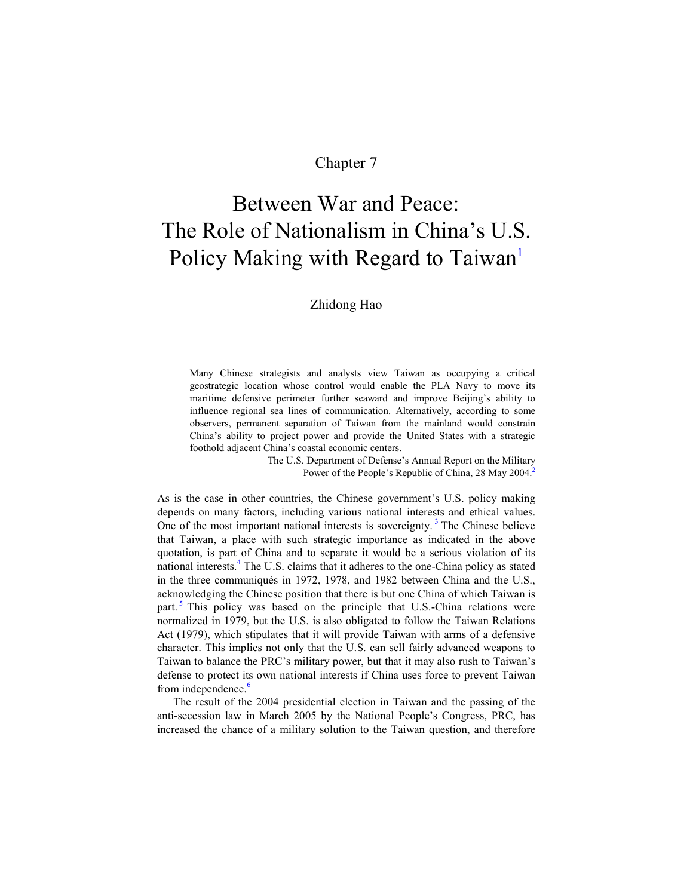Chapter 7

# Between War and Peace: The Role of Nationalism in China's U.S. Policy Making with Regard to Taiwan[1]

Zhidong Hao

> Many Chinese strategists and analysts view Taiwan as occupying a critical geostrategic location whose control would enable the PLA Navy to move its maritime defensive perimeter further seaward and improve Beijing's ability to influence regional sea lines of communication. Alternatively, according to some observers, permanent separation of Taiwan from the mainland would constrain China's ability to project power and provide the United States with a strategic foothold adjacent China's coastal economic centers.
>
> The U.S. Department of Defense's Annual Report on the Military Power of the People's Republic of China, 28 May 2004.[2]

As is the case in other countries, the Chinese government's U.S. policy making depends on many factors, including various national interests and ethical values. One of the most important national interests is sovereignty.[3] The Chinese believe that Taiwan, a place with such strategic importance as indicated in the above quotation, is part of China and to separate it would be a serious violation of its national interests.[4] The U.S. claims that it adheres to the one-China policy as stated in the three communiqués in 1972, 1978, and 1982 between China and the U.S., acknowledging the Chinese position that there is but one China of which Taiwan is part.[5] This policy was based on the principle that U.S.-China relations were normalized in 1979, but the U.S. is also obligated to follow the Taiwan Relations Act (1979), which stipulates that it will provide Taiwan with arms of a defensive character. This implies not only that the U.S. can sell fairly advanced weapons to Taiwan to balance the PRC's military power, but that it may also rush to Taiwan's defense to protect its own national interests if China uses force to prevent Taiwan from independence.[6]

The result of the 2004 presidential election in Taiwan and the passing of the anti-secession law in March 2005 by the National People's Congress, PRC, has increased the chance of a military solution to the Taiwan question, and therefore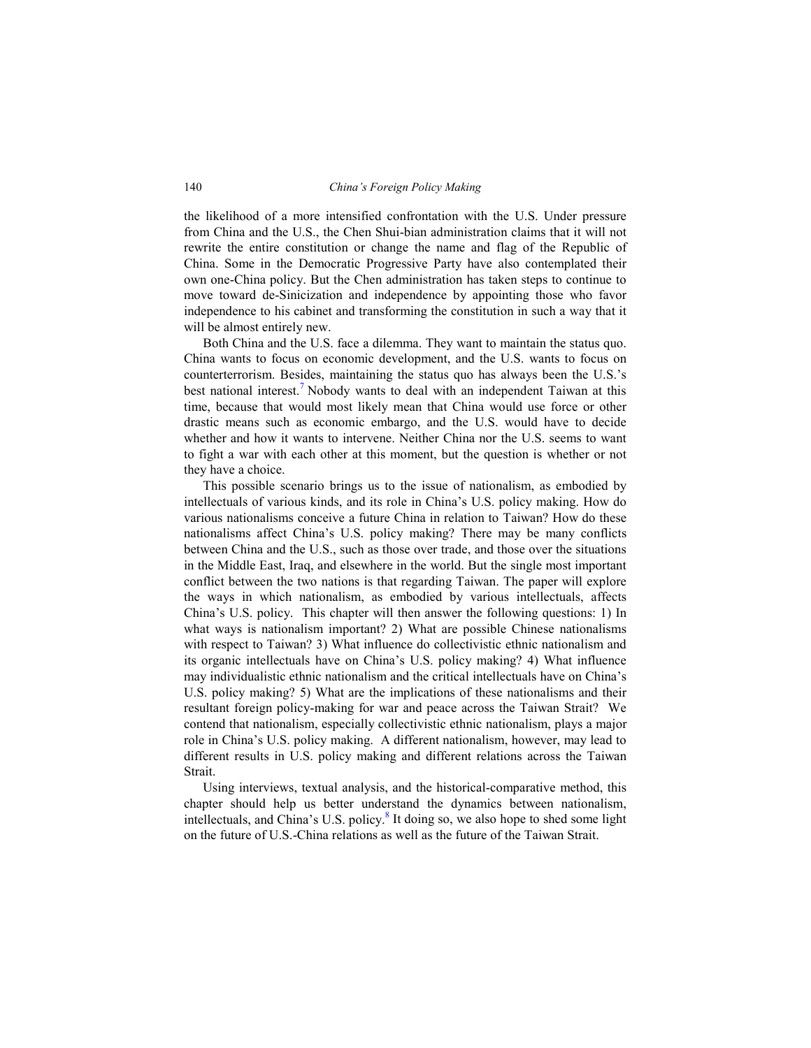the likelihood of a more intensified confrontation with the U.S. Under pressure from China and the U.S., the Chen Shui-bian administration claims that it will not rewrite the entire constitution or change the name and flag of the Republic of China. Some in the Democratic Progressive Party have also contemplated their own one-China policy. But the Chen administration has taken steps to continue to move toward de-Sinicization and independence by appointing those who favor independence to his cabinet and transforming the constitution in such a way that it will be almost entirely new.

Both China and the U.S. face a dilemma. They want to maintain the status quo. China wants to focus on economic development, and the U.S. wants to focus on counterterrorism. Besides, maintaining the status quo has always been the U.S.'s best national interest.[7] Nobody wants to deal with an independent Taiwan at this time, because that would most likely mean that China would use force or other drastic means such as economic embargo, and the U.S. would have to decide whether and how it wants to intervene. Neither China nor the U.S. seems to want to fight a war with each other at this moment, but the question is whether or not they have a choice.

This possible scenario brings us to the issue of nationalism, as embodied by intellectuals of various kinds, and its role in China's U.S. policy making. How do various nationalisms conceive a future China in relation to Taiwan? How do these nationalisms affect China's U.S. policy making? There may be many conflicts between China and the U.S., such as those over trade, and those over the situations in the Middle East, Iraq, and elsewhere in the world. But the single most important conflict between the two nations is that regarding Taiwan. The paper will explore the ways in which nationalism, as embodied by various intellectuals, affects China's U.S. policy. This chapter will then answer the following questions: 1) In what ways is nationalism important? 2) What are possible Chinese nationalisms with respect to Taiwan? 3) What influence do collectivistic ethnic nationalism and its organic intellectuals have on China's U.S. policy making? 4) What influence may individualistic ethnic nationalism and the critical intellectuals have on China's U.S. policy making? 5) What are the implications of these nationalisms and their resultant foreign policy-making for war and peace across the Taiwan Strait? We contend that nationalism, especially collectivistic ethnic nationalism, plays a major role in China's U.S. policy making. A different nationalism, however, may lead to different results in U.S. policy making and different relations across the Taiwan Strait.

Using interviews, textual analysis, and the historical-comparative method, this chapter should help us better understand the dynamics between nationalism, intellectuals, and China's U.S. policy.[8] It doing so, we also hope to shed some light on the future of U.S.-China relations as well as the future of the Taiwan Strait.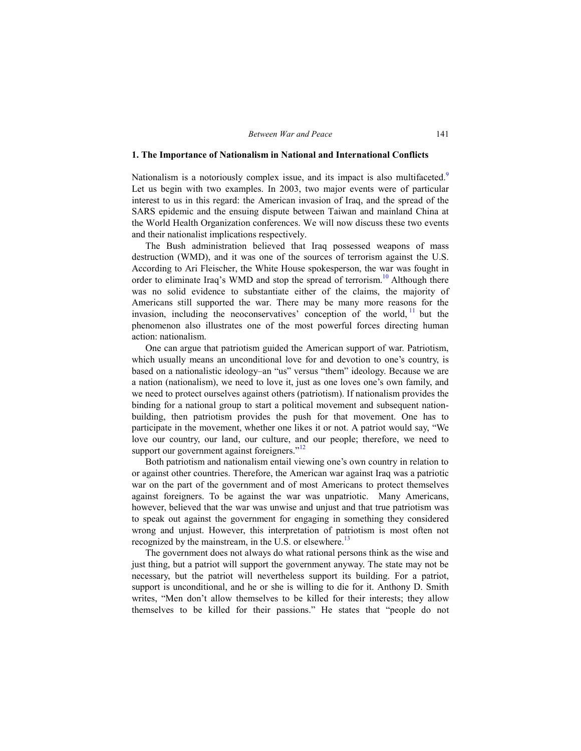## 1. The Importance of Nationalism in National and International Conflicts

Nationalism is a notoriously complex issue, and its impact is also multifaceted.[9] Let us begin with two examples. In 2003, two major events were of particular interest to us in this regard: the American invasion of Iraq, and the spread of the SARS epidemic and the ensuing dispute between Taiwan and mainland China at the World Health Organization conferences. We will now discuss these two events and their nationalist implications respectively.

The Bush administration believed that Iraq possessed weapons of mass destruction (WMD), and it was one of the sources of terrorism against the U.S. According to Ari Fleischer, the White House spokesperson, the war was fought in order to eliminate Iraq's WMD and stop the spread of terrorism.[10] Although there was no solid evidence to substantiate either of the claims, the majority of Americans still supported the war. There may be many more reasons for the invasion, including the neoconservatives' conception of the world,[11] but the phenomenon also illustrates one of the most powerful forces directing human action: nationalism.

One can argue that patriotism guided the American support of war. Patriotism, which usually means an unconditional love for and devotion to one's country, is based on a nationalistic ideology–an "us" versus "them" ideology. Because we are a nation (nationalism), we need to love it, just as one loves one's own family, and we need to protect ourselves against others (patriotism). If nationalism provides the binding for a national group to start a political movement and subsequent nation-building, then patriotism provides the push for that movement. One has to participate in the movement, whether one likes it or not. A patriot would say, "We love our country, our land, our culture, and our people; therefore, we need to support our government against foreigners."[12]

Both patriotism and nationalism entail viewing one's own country in relation to or against other countries. Therefore, the American war against Iraq was a patriotic war on the part of the government and of most Americans to protect themselves against foreigners. To be against the war was unpatriotic. Many Americans, however, believed that the war was unwise and unjust and that true patriotism was to speak out against the government for engaging in something they considered wrong and unjust. However, this interpretation of patriotism is most often not recognized by the mainstream, in the U.S. or elsewhere.[13]

The government does not always do what rational persons think as the wise and just thing, but a patriot will support the government anyway. The state may not be necessary, but the patriot will nevertheless support its building. For a patriot, support is unconditional, and he or she is willing to die for it. Anthony D. Smith writes, "Men don't allow themselves to be killed for their interests; they allow themselves to be killed for their passions." He states that "people do not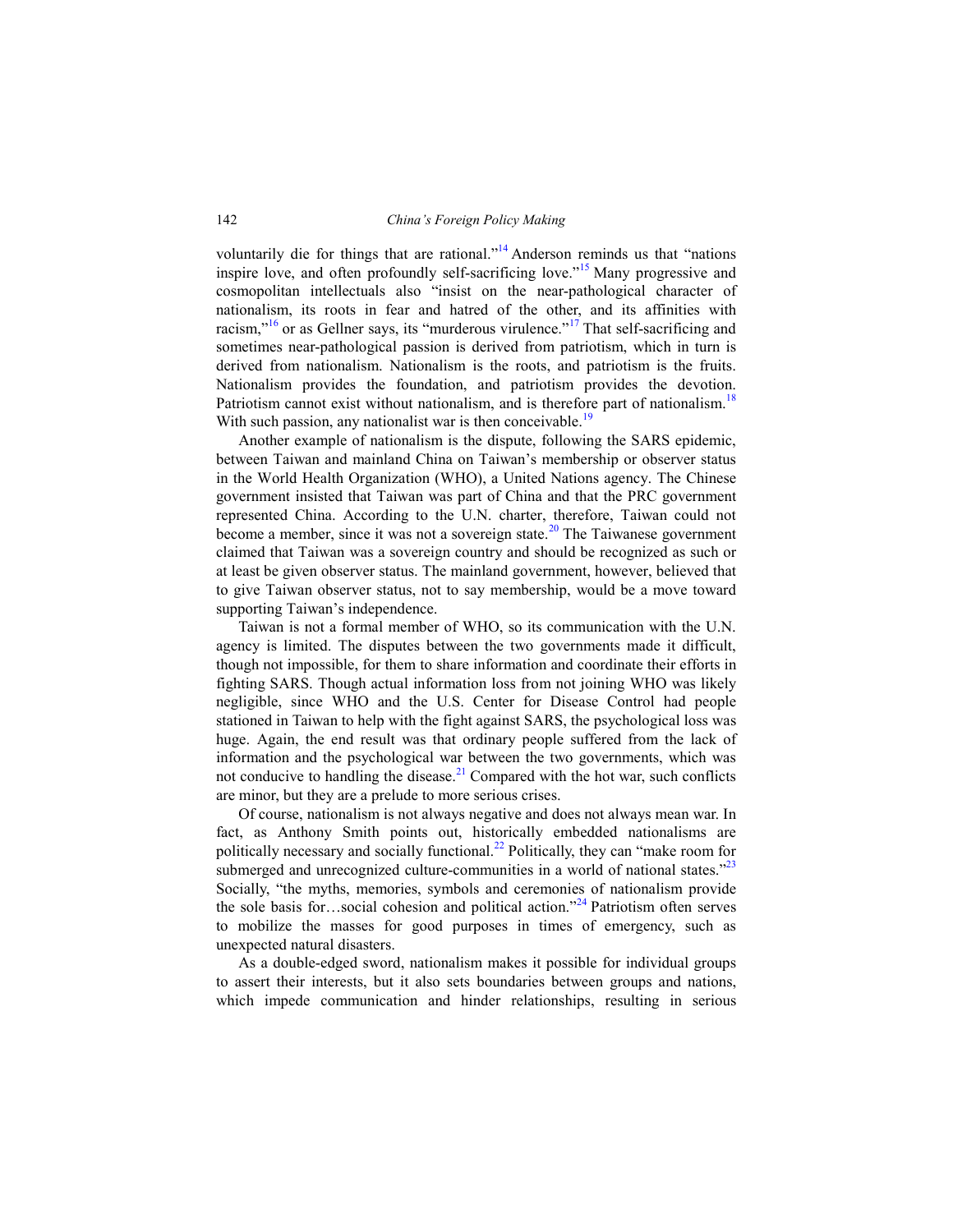voluntarily die for things that are rational."[14] Anderson reminds us that "nations inspire love, and often profoundly self-sacrificing love."[15] Many progressive and cosmopolitan intellectuals also "insist on the near-pathological character of nationalism, its roots in fear and hatred of the other, and its affinities with racism,"[16] or as Gellner says, its "murderous virulence."[17] That self-sacrificing and sometimes near-pathological passion is derived from patriotism, which in turn is derived from nationalism. Nationalism is the roots, and patriotism is the fruits. Nationalism provides the foundation, and patriotism provides the devotion. Patriotism cannot exist without nationalism, and is therefore part of nationalism.[18] With such passion, any nationalist war is then conceivable.[19]

Another example of nationalism is the dispute, following the SARS epidemic, between Taiwan and mainland China on Taiwan's membership or observer status in the World Health Organization (WHO), a United Nations agency. The Chinese government insisted that Taiwan was part of China and that the PRC government represented China. According to the U.N. charter, therefore, Taiwan could not become a member, since it was not a sovereign state.[20] The Taiwanese government claimed that Taiwan was a sovereign country and should be recognized as such or at least be given observer status. The mainland government, however, believed that to give Taiwan observer status, not to say membership, would be a move toward supporting Taiwan's independence.

Taiwan is not a formal member of WHO, so its communication with the U.N. agency is limited. The disputes between the two governments made it difficult, though not impossible, for them to share information and coordinate their efforts in fighting SARS. Though actual information loss from not joining WHO was likely negligible, since WHO and the U.S. Center for Disease Control had people stationed in Taiwan to help with the fight against SARS, the psychological loss was huge. Again, the end result was that ordinary people suffered from the lack of information and the psychological war between the two governments, which was not conducive to handling the disease.[21] Compared with the hot war, such conflicts are minor, but they are a prelude to more serious crises.

Of course, nationalism is not always negative and does not always mean war. In fact, as Anthony Smith points out, historically embedded nationalisms are politically necessary and socially functional.[22] Politically, they can "make room for submerged and unrecognized culture-communities in a world of national states."[23] Socially, "the myths, memories, symbols and ceremonies of nationalism provide the sole basis for…social cohesion and political action."[24] Patriotism often serves to mobilize the masses for good purposes in times of emergency, such as unexpected natural disasters.

As a double-edged sword, nationalism makes it possible for individual groups to assert their interests, but it also sets boundaries between groups and nations, which impede communication and hinder relationships, resulting in serious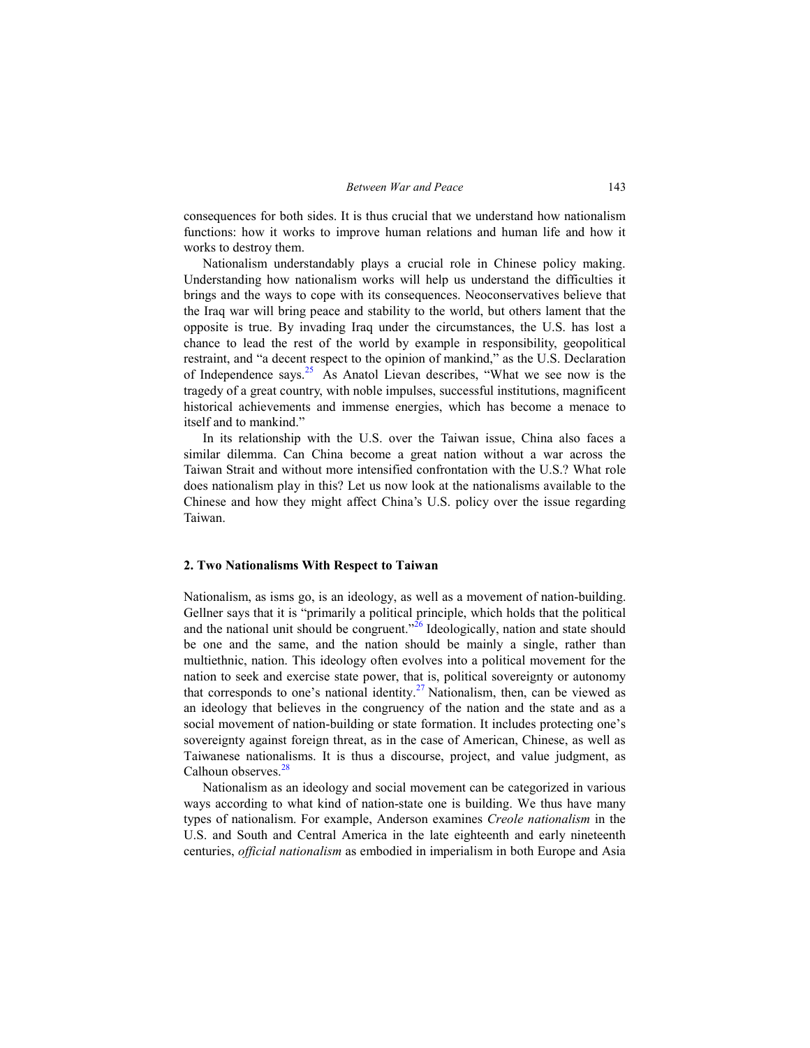consequences for both sides. It is thus crucial that we understand how nationalism functions: how it works to improve human relations and human life and how it works to destroy them.

Nationalism understandably plays a crucial role in Chinese policy making. Understanding how nationalism works will help us understand the difficulties it brings and the ways to cope with its consequences. Neoconservatives believe that the Iraq war will bring peace and stability to the world, but others lament that the opposite is true. By invading Iraq under the circumstances, the U.S. has lost a chance to lead the rest of the world by example in responsibility, geopolitical restraint, and "a decent respect to the opinion of mankind," as the U.S. Declaration of Independence says.[25] As Anatol Lievan describes, "What we see now is the tragedy of a great country, with noble impulses, successful institutions, magnificent historical achievements and immense energies, which has become a menace to itself and to mankind."

In its relationship with the U.S. over the Taiwan issue, China also faces a similar dilemma. Can China become a great nation without a war across the Taiwan Strait and without more intensified confrontation with the U.S.? What role does nationalism play in this? Let us now look at the nationalisms available to the Chinese and how they might affect China's U.S. policy over the issue regarding Taiwan.

## 2. Two Nationalisms With Respect to Taiwan

Nationalism, as isms go, is an ideology, as well as a movement of nation-building. Gellner says that it is "primarily a political principle, which holds that the political and the national unit should be congruent."[26] Ideologically, nation and state should be one and the same, and the nation should be mainly a single, rather than multiethnic, nation. This ideology often evolves into a political movement for the nation to seek and exercise state power, that is, political sovereignty or autonomy that corresponds to one's national identity.[27] Nationalism, then, can be viewed as an ideology that believes in the congruency of the nation and the state and as a social movement of nation-building or state formation. It includes protecting one's sovereignty against foreign threat, as in the case of American, Chinese, as well as Taiwanese nationalisms. It is thus a discourse, project, and value judgment, as Calhoun observes.[28]

Nationalism as an ideology and social movement can be categorized in various ways according to what kind of nation-state one is building. We thus have many types of nationalism. For example, Anderson examines *Creole nationalism* in the U.S. and South and Central America in the late eighteenth and early nineteenth centuries, *official nationalism* as embodied in imperialism in both Europe and Asia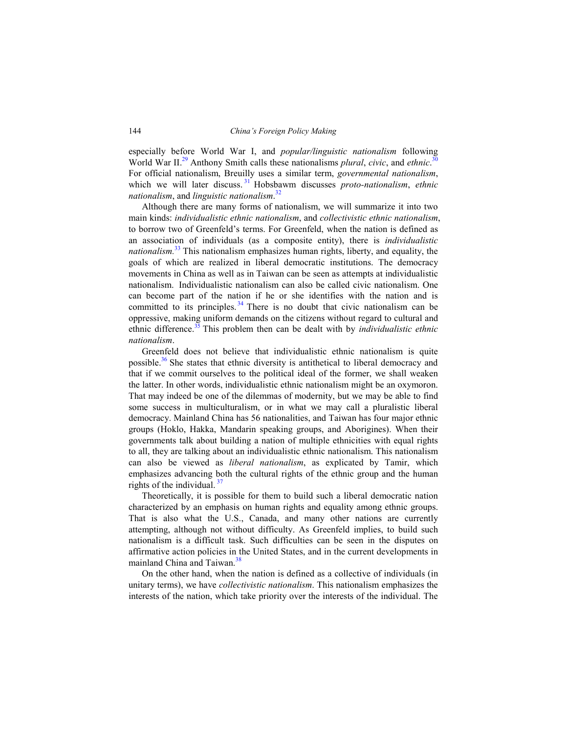especially before World War I, and *popular/linguistic nationalism* following World War II.[29] Anthony Smith calls these nationalisms *plural*, *civic*, and *ethnic*.[30] For official nationalism, Breuilly uses a similar term, *governmental nationalism*, which we will later discuss.[31] Hobsbawm discusses *proto-nationalism*, *ethnic nationalism*, and *linguistic nationalism*.[32]

Although there are many forms of nationalism, we will summarize it into two main kinds: *individualistic ethnic nationalism*, and *collectivistic ethnic nationalism*, to borrow two of Greenfeld's terms. For Greenfeld, when the nation is defined as an association of individuals (as a composite entity), there is *individualistic nationalism*.[33] This nationalism emphasizes human rights, liberty, and equality, the goals of which are realized in liberal democratic institutions. The democracy movements in China as well as in Taiwan can be seen as attempts at individualistic nationalism. Individualistic nationalism can also be called civic nationalism. One can become part of the nation if he or she identifies with the nation and is committed to its principles.[34] There is no doubt that civic nationalism can be oppressive, making uniform demands on the citizens without regard to cultural and ethnic difference.[35] This problem then can be dealt with by *individualistic ethnic nationalism*.

Greenfeld does not believe that individualistic ethnic nationalism is quite possible.[36] She states that ethnic diversity is antithetical to liberal democracy and that if we commit ourselves to the political ideal of the former, we shall weaken the latter. In other words, individualistic ethnic nationalism might be an oxymoron. That may indeed be one of the dilemmas of modernity, but we may be able to find some success in multiculturalism, or in what we may call a pluralistic liberal democracy. Mainland China has 56 nationalities, and Taiwan has four major ethnic groups (Hoklo, Hakka, Mandarin speaking groups, and Aborigines). When their governments talk about building a nation of multiple ethnicities with equal rights to all, they are talking about an individualistic ethnic nationalism. This nationalism can also be viewed as *liberal nationalism*, as explicated by Tamir, which emphasizes advancing both the cultural rights of the ethnic group and the human rights of the individual.[37]

Theoretically, it is possible for them to build such a liberal democratic nation characterized by an emphasis on human rights and equality among ethnic groups. That is also what the U.S., Canada, and many other nations are currently attempting, although not without difficulty. As Greenfeld implies, to build such nationalism is a difficult task. Such difficulties can be seen in the disputes on affirmative action policies in the United States, and in the current developments in mainland China and Taiwan.[38]

On the other hand, when the nation is defined as a collective of individuals (in unitary terms), we have *collectivistic nationalism*. This nationalism emphasizes the interests of the nation, which take priority over the interests of the individual. The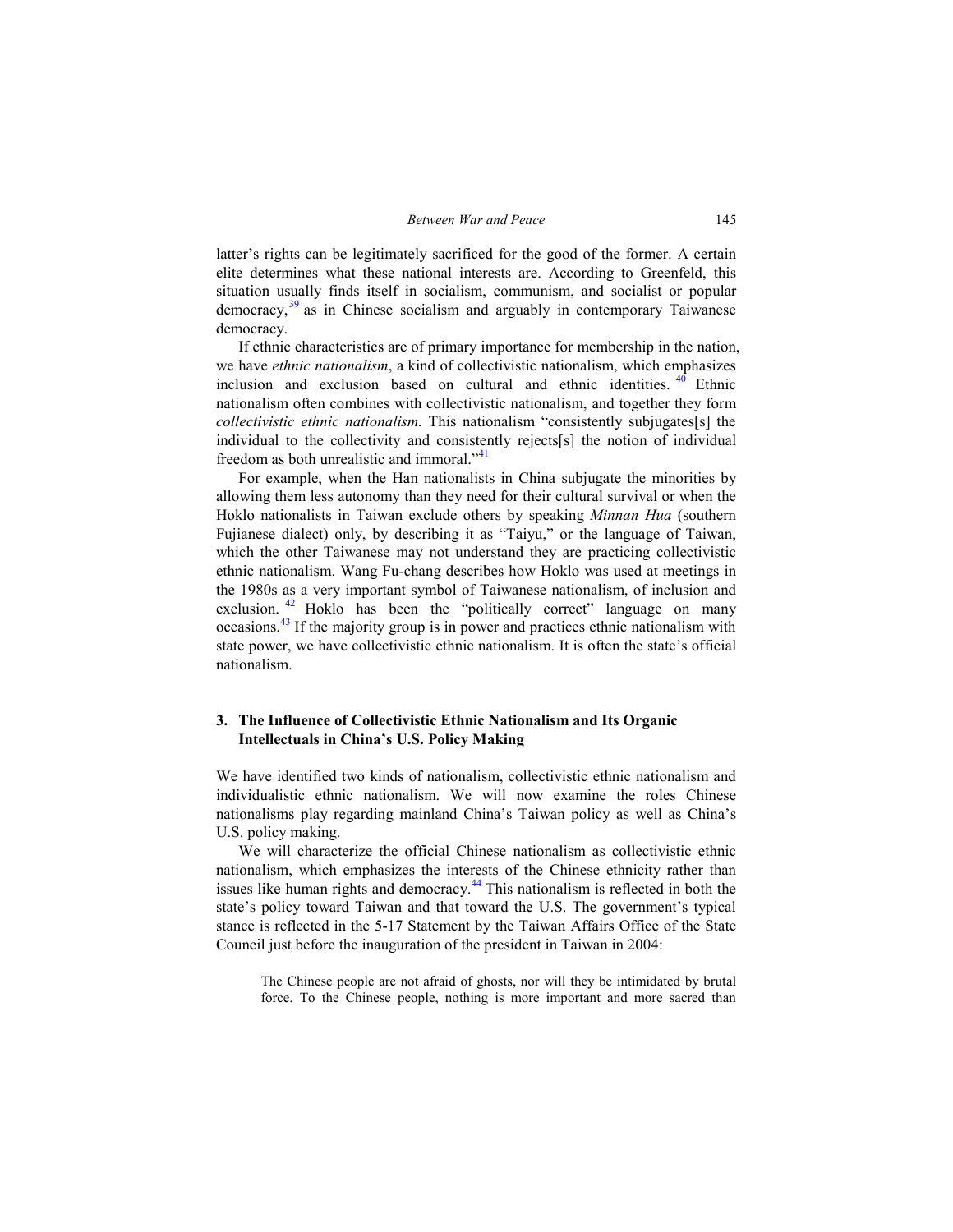latter's rights can be legitimately sacrificed for the good of the former. A certain elite determines what these national interests are. According to Greenfeld, this situation usually finds itself in socialism, communism, and socialist or popular democracy,[39] as in Chinese socialism and arguably in contemporary Taiwanese democracy.

If ethnic characteristics are of primary importance for membership in the nation, we have *ethnic nationalism*, a kind of collectivistic nationalism, which emphasizes inclusion and exclusion based on cultural and ethnic identities.[40] Ethnic nationalism often combines with collectivistic nationalism, and together they form *collectivistic ethnic nationalism.* This nationalism "consistently subjugates[s] the individual to the collectivity and consistently rejects[s] the notion of individual freedom as both unrealistic and immoral."[41]

For example, when the Han nationalists in China subjugate the minorities by allowing them less autonomy than they need for their cultural survival or when the Hoklo nationalists in Taiwan exclude others by speaking *Minnan Hua* (southern Fujianese dialect) only, by describing it as "Taiyu," or the language of Taiwan, which the other Taiwanese may not understand they are practicing collectivistic ethnic nationalism. Wang Fu-chang describes how Hoklo was used at meetings in the 1980s as a very important symbol of Taiwanese nationalism, of inclusion and exclusion.[42] Hoklo has been the "politically correct" language on many occasions.[43] If the majority group is in power and practices ethnic nationalism with state power, we have collectivistic ethnic nationalism. It is often the state's official nationalism.

## 3. The Influence of Collectivistic Ethnic Nationalism and Its Organic Intellectuals in China's U.S. Policy Making

We have identified two kinds of nationalism, collectivistic ethnic nationalism and individualistic ethnic nationalism. We will now examine the roles Chinese nationalisms play regarding mainland China's Taiwan policy as well as China's U.S. policy making.

We will characterize the official Chinese nationalism as collectivistic ethnic nationalism, which emphasizes the interests of the Chinese ethnicity rather than issues like human rights and democracy.[44] This nationalism is reflected in both the state's policy toward Taiwan and that toward the U.S. The government's typical stance is reflected in the 5-17 Statement by the Taiwan Affairs Office of the State Council just before the inauguration of the president in Taiwan in 2004:

> The Chinese people are not afraid of ghosts, nor will they be intimidated by brutal force. To the Chinese people, nothing is more important and more sacred than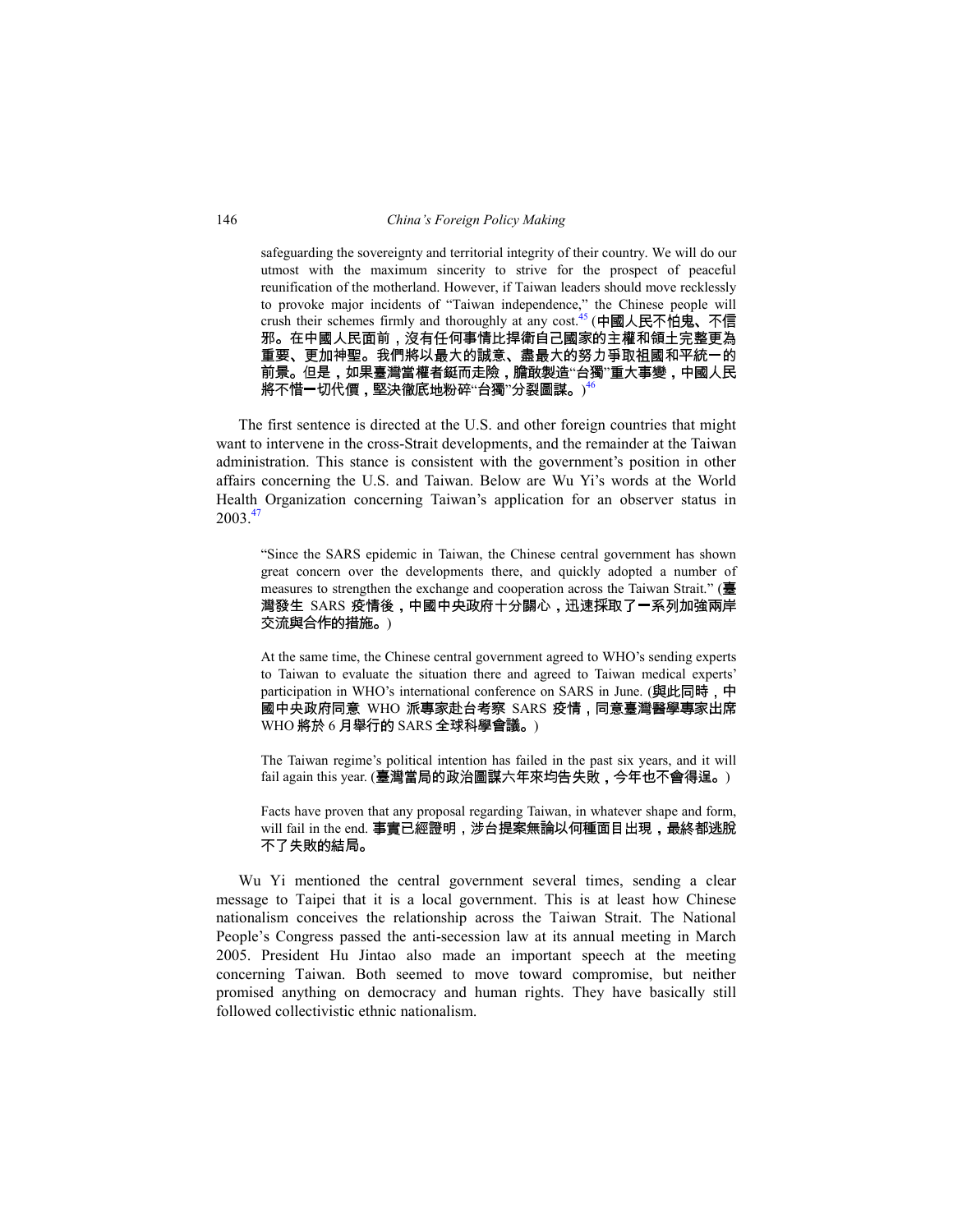safeguarding the sovereignty and territorial integrity of their country. We will do our utmost with the maximum sincerity to strive for the prospect of peaceful reunification of the motherland. However, if Taiwan leaders should move recklessly to provoke major incidents of "Taiwan independence," the Chinese people will crush their schemes firmly and thoroughly at any cost.[45] (中國人民不怕鬼、不信邪。在中國人民面前，沒有任何事情比捍衛自己國家的主權和領土完整更為重要、更加神聖。我們將以最大的誠意、盡最大的努力爭取祖國和平統一的前景。但是，如果臺灣當權者鋌而走險，膽敢製造"台獨"重大事變，中國人民將不惜一切代價，堅決徹底地粉碎"台獨"分裂圖謀。)[46]

The first sentence is directed at the U.S. and other foreign countries that might want to intervene in the cross-Strait developments, and the remainder at the Taiwan administration. This stance is consistent with the government's position in other affairs concerning the U.S. and Taiwan. Below are Wu Yi's words at the World Health Organization concerning Taiwan's application for an observer status in 2003.[47]

> "Since the SARS epidemic in Taiwan, the Chinese central government has shown great concern over the developments there, and quickly adopted a number of measures to strengthen the exchange and cooperation across the Taiwan Strait." (臺灣發生 SARS 疫情後，中國中央政府十分關心，迅速採取了一系列加強兩岸交流與合作的措施。)
>
> At the same time, the Chinese central government agreed to WHO's sending experts to Taiwan to evaluate the situation there and agreed to Taiwan medical experts' participation in WHO's international conference on SARS in June. (與此同時，中國中央政府同意 WHO 派專家赴台考察 SARS 疫情，同意臺灣醫學專家出席 WHO 將於 6 月舉行的 SARS 全球科學會議。)
>
> The Taiwan regime's political intention has failed in the past six years, and it will fail again this year. (臺灣當局的政治圖謀六年來均告失敗，今年也不會得逞。)
>
> Facts have proven that any proposal regarding Taiwan, in whatever shape and form, will fail in the end. 事實已經證明，涉台提案無論以何種面目出現，最終都逃脫不了失敗的結局。

Wu Yi mentioned the central government several times, sending a clear message to Taipei that it is a local government. This is at least how Chinese nationalism conceives the relationship across the Taiwan Strait. The National People's Congress passed the anti-secession law at its annual meeting in March 2005. President Hu Jintao also made an important speech at the meeting concerning Taiwan. Both seemed to move toward compromise, but neither promised anything on democracy and human rights. They have basically still followed collectivistic ethnic nationalism.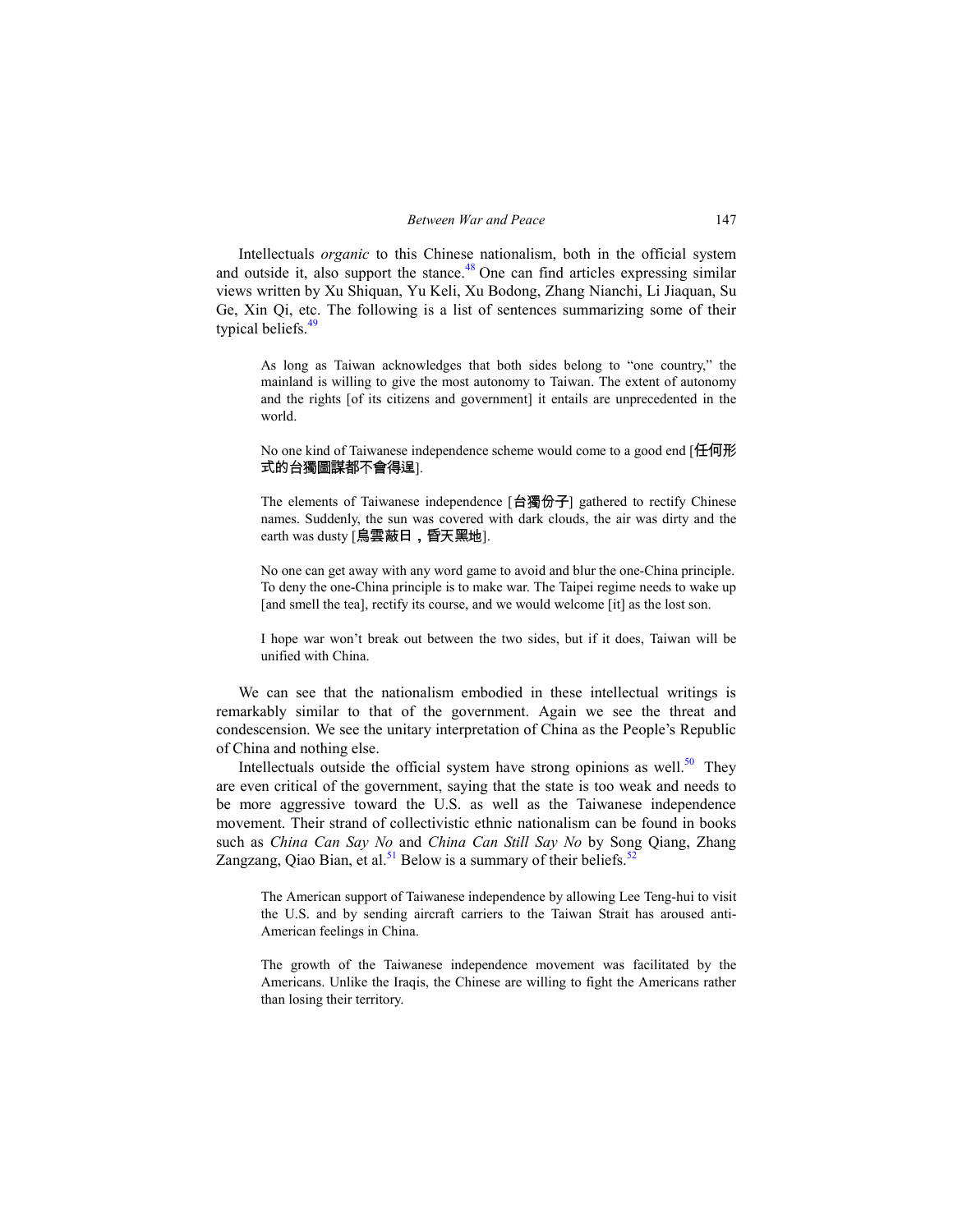Intellectuals *organic* to this Chinese nationalism, both in the official system and outside it, also support the stance.[48] One can find articles expressing similar views written by Xu Shiquan, Yu Keli, Xu Bodong, Zhang Nianchi, Li Jiaquan, Su Ge, Xin Qi, etc. The following is a list of sentences summarizing some of their typical beliefs.[49]

> As long as Taiwan acknowledges that both sides belong to "one country," the mainland is willing to give the most autonomy to Taiwan. The extent of autonomy and the rights [of its citizens and government] it entails are unprecedented in the world.
>
> No one kind of Taiwanese independence scheme would come to a good end [任何形式的台獨圖謀都不會得逞].
>
> The elements of Taiwanese independence [台獨份子] gathered to rectify Chinese names. Suddenly, the sun was covered with dark clouds, the air was dirty and the earth was dusty [烏雲蔽日，昏天黑地].
>
> No one can get away with any word game to avoid and blur the one-China principle. To deny the one-China principle is to make war. The Taipei regime needs to wake up [and smell the tea], rectify its course, and we would welcome [it] as the lost son.
>
> I hope war won't break out between the two sides, but if it does, Taiwan will be unified with China.

We can see that the nationalism embodied in these intellectual writings is remarkably similar to that of the government. Again we see the threat and condescension. We see the unitary interpretation of China as the People's Republic of China and nothing else.

Intellectuals outside the official system have strong opinions as well.[50] They are even critical of the government, saying that the state is too weak and needs to be more aggressive toward the U.S. as well as the Taiwanese independence movement. Their strand of collectivistic ethnic nationalism can be found in books such as *China Can Say No* and *China Can Still Say No* by Song Qiang, Zhang Zangzang, Qiao Bian, et al.[51] Below is a summary of their beliefs.[52]

> The American support of Taiwanese independence by allowing Lee Teng-hui to visit the U.S. and by sending aircraft carriers to the Taiwan Strait has aroused anti-American feelings in China.
>
> The growth of the Taiwanese independence movement was facilitated by the Americans. Unlike the Iraqis, the Chinese are willing to fight the Americans rather than losing their territory.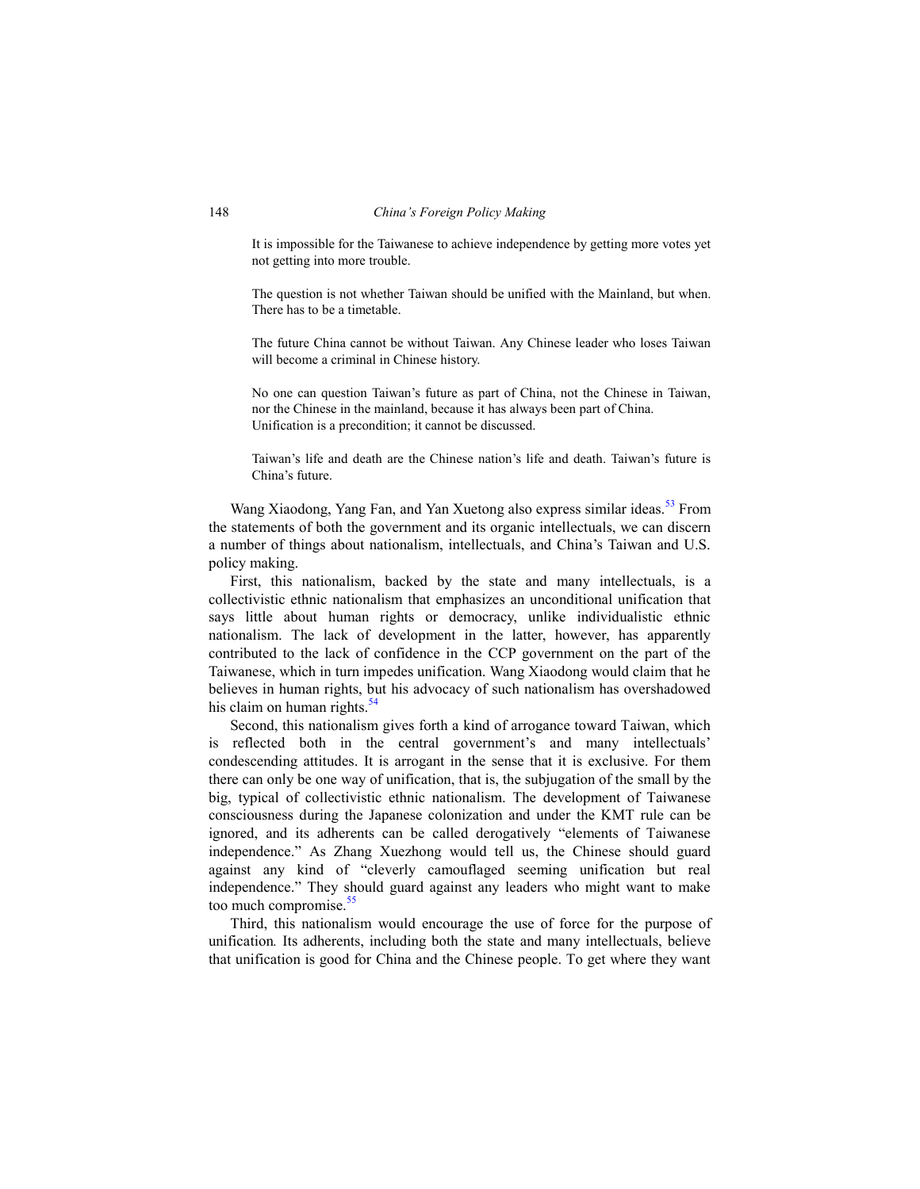> It is impossible for the Taiwanese to achieve independence by getting more votes yet not getting into more trouble.
>
> The question is not whether Taiwan should be unified with the Mainland, but when. There has to be a timetable.
>
> The future China cannot be without Taiwan. Any Chinese leader who loses Taiwan will become a criminal in Chinese history.
>
> No one can question Taiwan's future as part of China, not the Chinese in Taiwan, nor the Chinese in the mainland, because it has always been part of China. Unification is a precondition; it cannot be discussed.
>
> Taiwan's life and death are the Chinese nation's life and death. Taiwan's future is China's future.

Wang Xiaodong, Yang Fan, and Yan Xuetong also express similar ideas.[53] From the statements of both the government and its organic intellectuals, we can discern a number of things about nationalism, intellectuals, and China's Taiwan and U.S. policy making.

First, this nationalism, backed by the state and many intellectuals, is a collectivistic ethnic nationalism that emphasizes an unconditional unification that says little about human rights or democracy, unlike individualistic ethnic nationalism. The lack of development in the latter, however, has apparently contributed to the lack of confidence in the CCP government on the part of the Taiwanese, which in turn impedes unification. Wang Xiaodong would claim that he believes in human rights, but his advocacy of such nationalism has overshadowed his claim on human rights.[54]

Second, this nationalism gives forth a kind of arrogance toward Taiwan, which is reflected both in the central government's and many intellectuals' condescending attitudes. It is arrogant in the sense that it is exclusive. For them there can only be one way of unification, that is, the subjugation of the small by the big, typical of collectivistic ethnic nationalism. The development of Taiwanese consciousness during the Japanese colonization and under the KMT rule can be ignored, and its adherents can be called derogatively "elements of Taiwanese independence." As Zhang Xuezhong would tell us, the Chinese should guard against any kind of "cleverly camouflaged seeming unification but real independence." They should guard against any leaders who might want to make too much compromise.[55]

Third, this nationalism would encourage the use of force for the purpose of unification*.* Its adherents, including both the state and many intellectuals, believe that unification is good for China and the Chinese people. To get where they want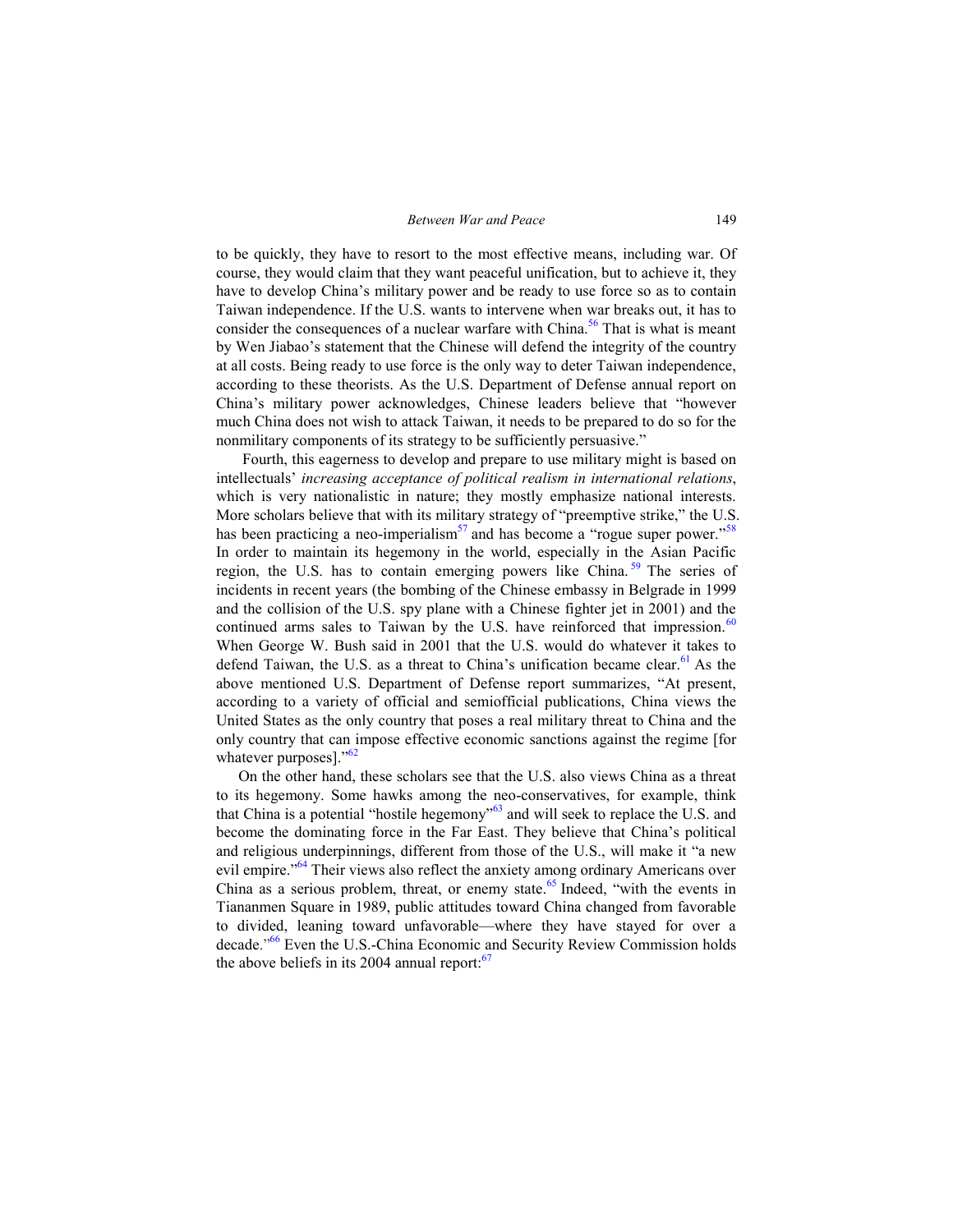to be quickly, they have to resort to the most effective means, including war. Of course, they would claim that they want peaceful unification, but to achieve it, they have to develop China's military power and be ready to use force so as to contain Taiwan independence. If the U.S. wants to intervene when war breaks out, it has to consider the consequences of a nuclear warfare with China.[56] That is what is meant by Wen Jiabao's statement that the Chinese will defend the integrity of the country at all costs. Being ready to use force is the only way to deter Taiwan independence, according to these theorists. As the U.S. Department of Defense annual report on China's military power acknowledges, Chinese leaders believe that "however much China does not wish to attack Taiwan, it needs to be prepared to do so for the nonmilitary components of its strategy to be sufficiently persuasive."

Fourth, this eagerness to develop and prepare to use military might is based on intellectuals' *increasing acceptance of political realism in international relations*, which is very nationalistic in nature; they mostly emphasize national interests. More scholars believe that with its military strategy of "preemptive strike," the U.S. has been practicing a neo-imperialism[57] and has become a "rogue super power."[58] In order to maintain its hegemony in the world, especially in the Asian Pacific region, the U.S. has to contain emerging powers like China.[59] The series of incidents in recent years (the bombing of the Chinese embassy in Belgrade in 1999 and the collision of the U.S. spy plane with a Chinese fighter jet in 2001) and the continued arms sales to Taiwan by the U.S. have reinforced that impression.[60] When George W. Bush said in 2001 that the U.S. would do whatever it takes to defend Taiwan, the U.S. as a threat to China's unification became clear.[61] As the above mentioned U.S. Department of Defense report summarizes, "At present, according to a variety of official and semiofficial publications, China views the United States as the only country that poses a real military threat to China and the only country that can impose effective economic sanctions against the regime [for whatever purposes]."[62]

On the other hand, these scholars see that the U.S. also views China as a threat to its hegemony. Some hawks among the neo-conservatives, for example, think that China is a potential "hostile hegemony"[63] and will seek to replace the U.S. and become the dominating force in the Far East. They believe that China's political and religious underpinnings, different from those of the U.S., will make it "a new evil empire."[64] Their views also reflect the anxiety among ordinary Americans over China as a serious problem, threat, or enemy state.[65] Indeed, "with the events in Tiananmen Square in 1989, public attitudes toward China changed from favorable to divided, leaning toward unfavorable—where they have stayed for over a decade."[66] Even the U.S.-China Economic and Security Review Commission holds the above beliefs in its 2004 annual report:[67]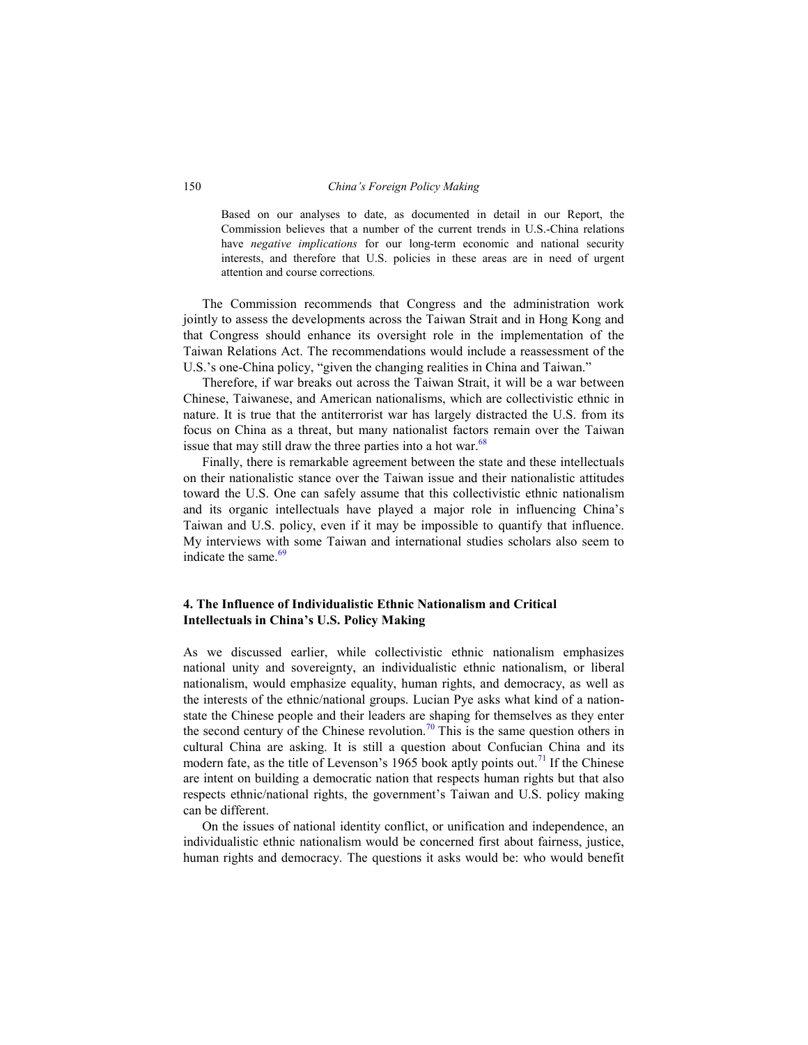> Based on our analyses to date, as documented in detail in our Report, the Commission believes that a number of the current trends in U.S.-China relations have *negative implications* for our long-term economic and national security interests, and therefore that U.S. policies in these areas are in need of urgent attention and course corrections.

The Commission recommends that Congress and the administration work jointly to assess the developments across the Taiwan Strait and in Hong Kong and that Congress should enhance its oversight role in the implementation of the Taiwan Relations Act. The recommendations would include a reassessment of the U.S.'s one-China policy, "given the changing realities in China and Taiwan."

Therefore, if war breaks out across the Taiwan Strait, it will be a war between Chinese, Taiwanese, and American nationalisms, which are collectivistic ethnic in nature. It is true that the antiterrorist war has largely distracted the U.S. from its focus on China as a threat, but many nationalist factors remain over the Taiwan issue that may still draw the three parties into a hot war.[68]

Finally, there is remarkable agreement between the state and these intellectuals on their nationalistic stance over the Taiwan issue and their nationalistic attitudes toward the U.S. One can safely assume that this collectivistic ethnic nationalism and its organic intellectuals have played a major role in influencing China's Taiwan and U.S. policy, even if it may be impossible to quantify that influence. My interviews with some Taiwan and international studies scholars also seem to indicate the same.[69]

### 4. The Influence of Individualistic Ethnic Nationalism and Critical Intellectuals in China's U.S. Policy Making

As we discussed earlier, while collectivistic ethnic nationalism emphasizes national unity and sovereignty, an individualistic ethnic nationalism, or liberal nationalism, would emphasize equality, human rights, and democracy, as well as the interests of the ethnic/national groups. Lucian Pye asks what kind of a nation-state the Chinese people and their leaders are shaping for themselves as they enter the second century of the Chinese revolution.[70] This is the same question others in cultural China are asking. It is still a question about Confucian China and its modern fate, as the title of Levenson's 1965 book aptly points out.[71] If the Chinese are intent on building a democratic nation that respects human rights but that also respects ethnic/national rights, the government's Taiwan and U.S. policy making can be different.

On the issues of national identity conflict, or unification and independence, an individualistic ethnic nationalism would be concerned first about fairness, justice, human rights and democracy. The questions it asks would be: who would benefit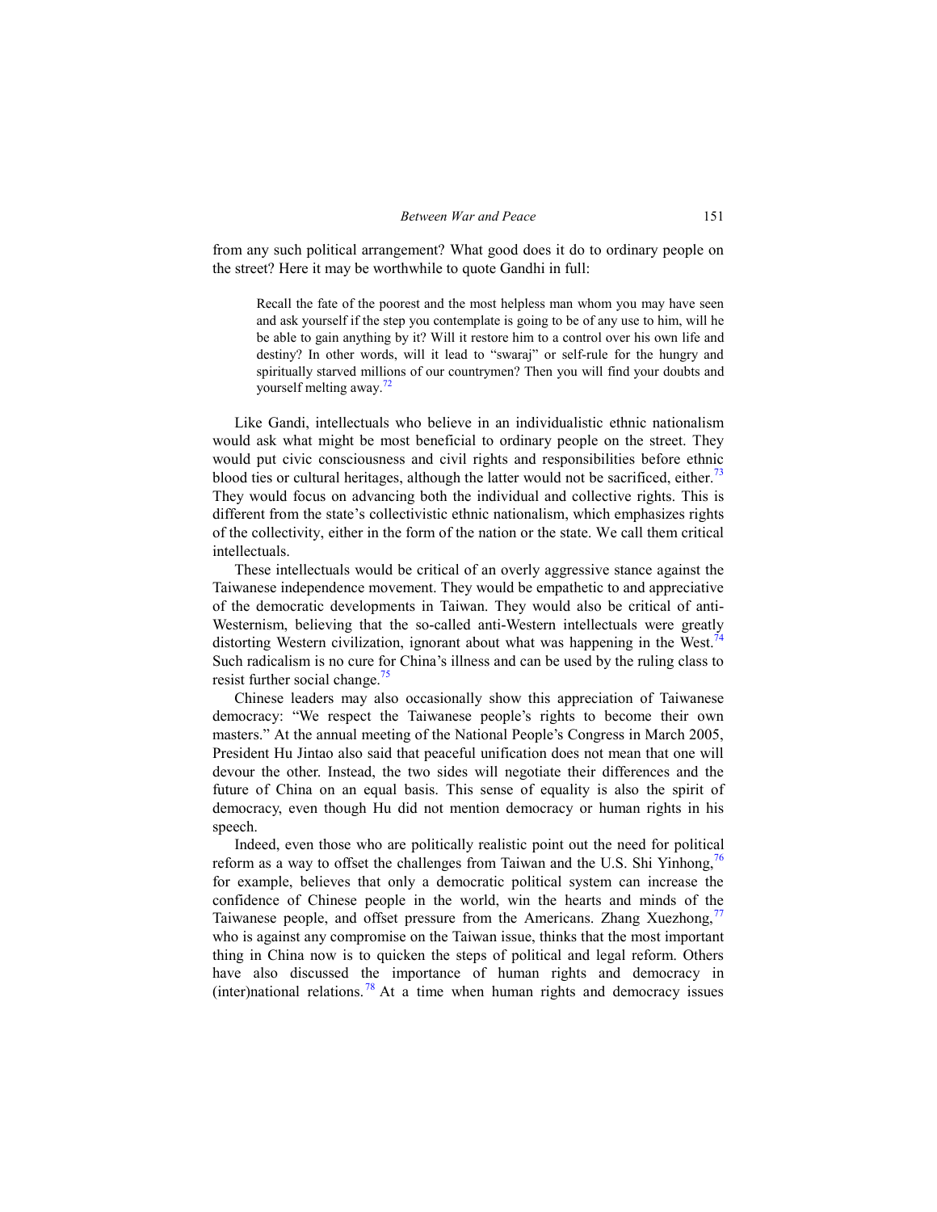from any such political arrangement? What good does it do to ordinary people on the street? Here it may be worthwhile to quote Gandhi in full:

> Recall the fate of the poorest and the most helpless man whom you may have seen and ask yourself if the step you contemplate is going to be of any use to him, will he be able to gain anything by it? Will it restore him to a control over his own life and destiny? In other words, will it lead to "swaraj" or self-rule for the hungry and spiritually starved millions of our countrymen? Then you will find your doubts and yourself melting away.[72]

Like Gandi, intellectuals who believe in an individualistic ethnic nationalism would ask what might be most beneficial to ordinary people on the street. They would put civic consciousness and civil rights and responsibilities before ethnic blood ties or cultural heritages, although the latter would not be sacrificed, either.[73] They would focus on advancing both the individual and collective rights. This is different from the state's collectivistic ethnic nationalism, which emphasizes rights of the collectivity, either in the form of the nation or the state. We call them critical intellectuals.

These intellectuals would be critical of an overly aggressive stance against the Taiwanese independence movement. They would be empathetic to and appreciative of the democratic developments in Taiwan. They would also be critical of anti-Westernism, believing that the so-called anti-Western intellectuals were greatly distorting Western civilization, ignorant about what was happening in the West.[74] Such radicalism is no cure for China's illness and can be used by the ruling class to resist further social change.[75]

Chinese leaders may also occasionally show this appreciation of Taiwanese democracy: "We respect the Taiwanese people's rights to become their own masters." At the annual meeting of the National People's Congress in March 2005, President Hu Jintao also said that peaceful unification does not mean that one will devour the other. Instead, the two sides will negotiate their differences and the future of China on an equal basis. This sense of equality is also the spirit of democracy, even though Hu did not mention democracy or human rights in his speech.

Indeed, even those who are politically realistic point out the need for political reform as a way to offset the challenges from Taiwan and the U.S. Shi Yinhong,[76] for example, believes that only a democratic political system can increase the confidence of Chinese people in the world, win the hearts and minds of the Taiwanese people, and offset pressure from the Americans. Zhang Xuezhong,[77] who is against any compromise on the Taiwan issue, thinks that the most important thing in China now is to quicken the steps of political and legal reform. Others have also discussed the importance of human rights and democracy in (inter)national relations.[78] At a time when human rights and democracy issues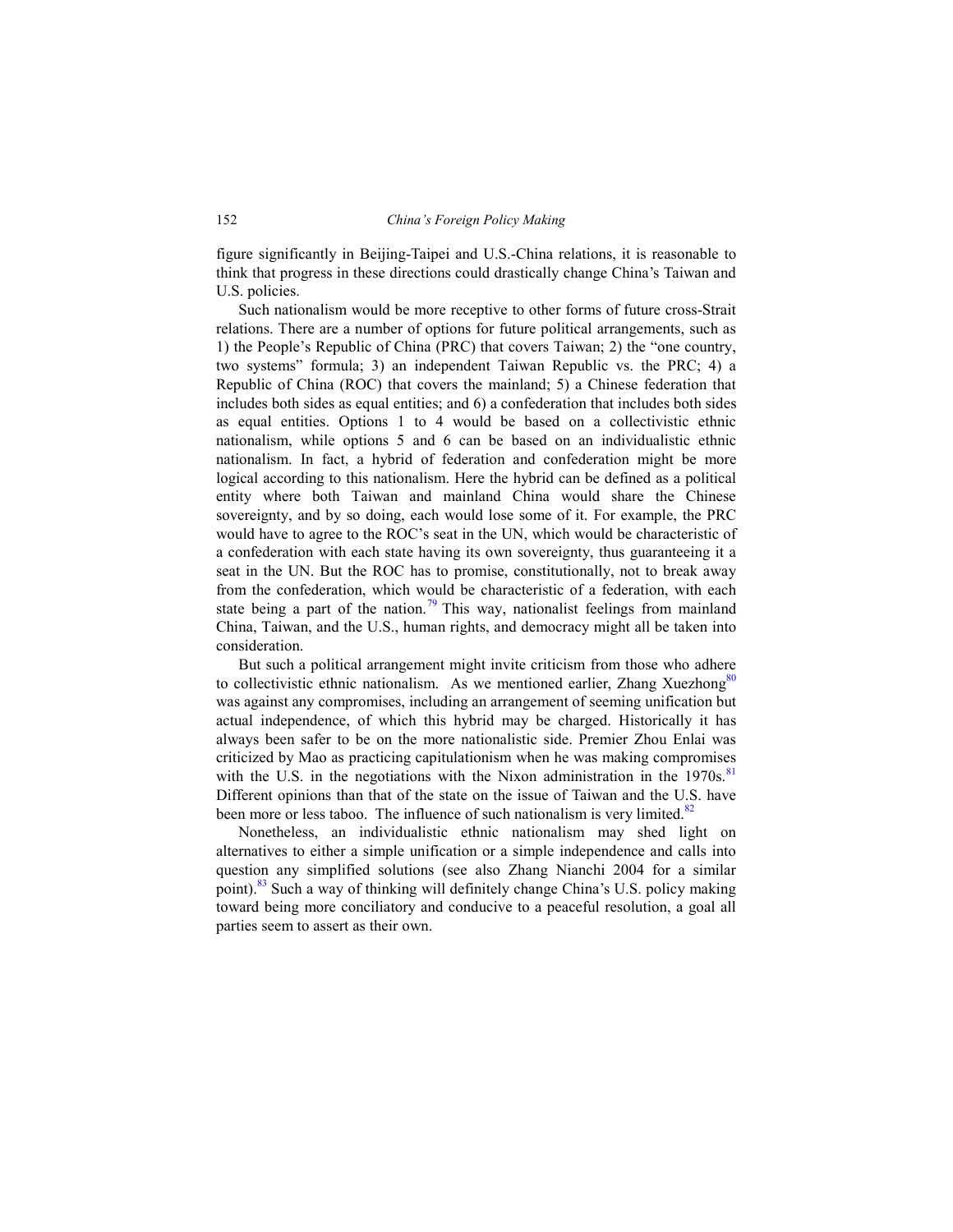figure significantly in Beijing-Taipei and U.S.-China relations, it is reasonable to think that progress in these directions could drastically change China's Taiwan and U.S. policies.

Such nationalism would be more receptive to other forms of future cross-Strait relations. There are a number of options for future political arrangements, such as 1) the People's Republic of China (PRC) that covers Taiwan; 2) the "one country, two systems" formula; 3) an independent Taiwan Republic vs. the PRC; 4) a Republic of China (ROC) that covers the mainland; 5) a Chinese federation that includes both sides as equal entities; and 6) a confederation that includes both sides as equal entities. Options 1 to 4 would be based on a collectivistic ethnic nationalism, while options 5 and 6 can be based on an individualistic ethnic nationalism. In fact, a hybrid of federation and confederation might be more logical according to this nationalism. Here the hybrid can be defined as a political entity where both Taiwan and mainland China would share the Chinese sovereignty, and by so doing, each would lose some of it. For example, the PRC would have to agree to the ROC's seat in the UN, which would be characteristic of a confederation with each state having its own sovereignty, thus guaranteeing it a seat in the UN. But the ROC has to promise, constitutionally, not to break away from the confederation, which would be characteristic of a federation, with each state being a part of the nation.[79] This way, nationalist feelings from mainland China, Taiwan, and the U.S., human rights, and democracy might all be taken into consideration.

But such a political arrangement might invite criticism from those who adhere to collectivistic ethnic nationalism. As we mentioned earlier, Zhang Xuezhong[80] was against any compromises, including an arrangement of seeming unification but actual independence, of which this hybrid may be charged. Historically it has always been safer to be on the more nationalistic side. Premier Zhou Enlai was criticized by Mao as practicing capitulationism when he was making compromises with the U.S. in the negotiations with the Nixon administration in the 1970s.[81] Different opinions than that of the state on the issue of Taiwan and the U.S. have been more or less taboo. The influence of such nationalism is very limited.[82]

Nonetheless, an individualistic ethnic nationalism may shed light on alternatives to either a simple unification or a simple independence and calls into question any simplified solutions (see also Zhang Nianchi 2004 for a similar point).[83] Such a way of thinking will definitely change China's U.S. policy making toward being more conciliatory and conducive to a peaceful resolution, a goal all parties seem to assert as their own.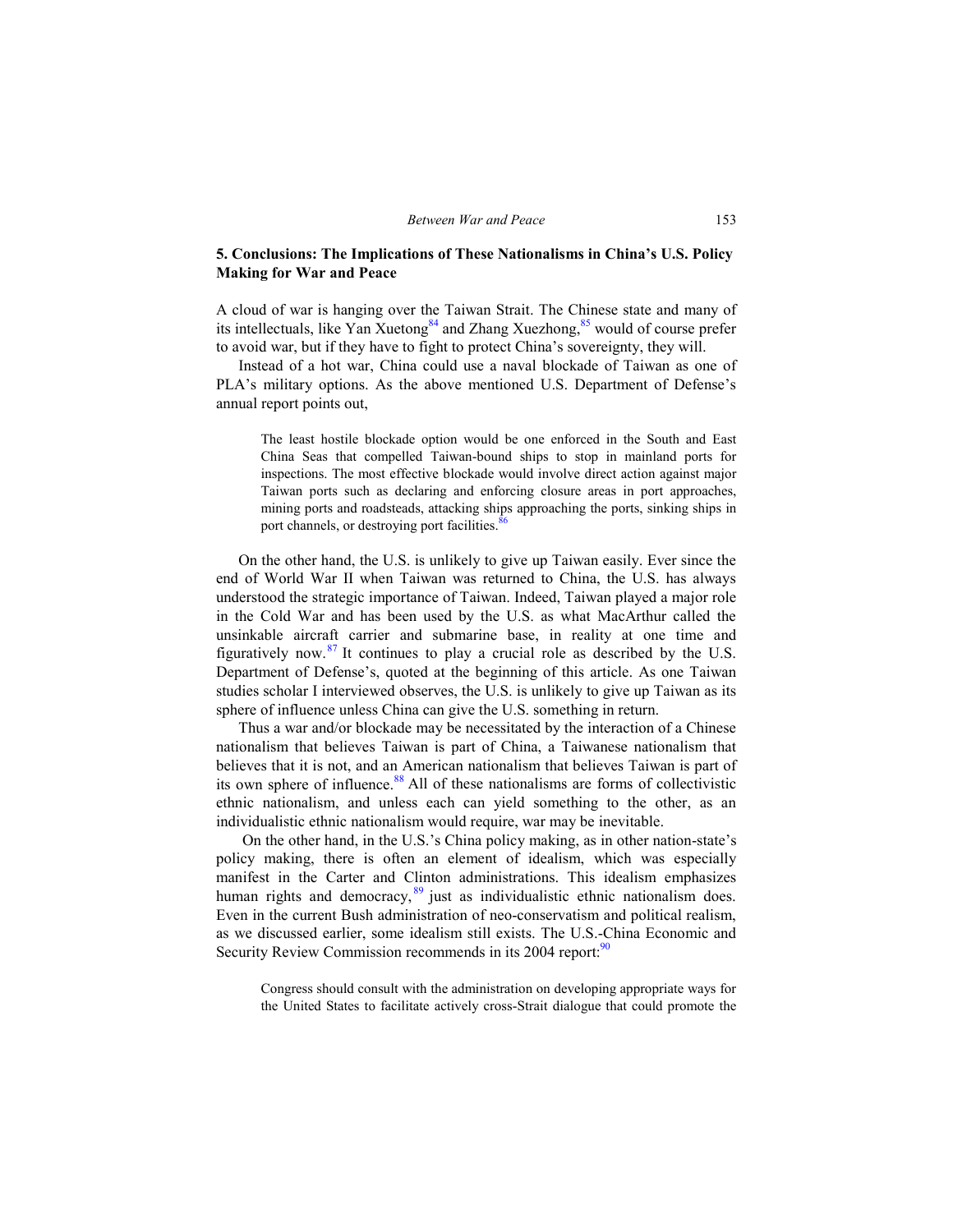## 5. Conclusions: The Implications of These Nationalisms in China's U.S. Policy Making for War and Peace

A cloud of war is hanging over the Taiwan Strait. The Chinese state and many of its intellectuals, like Yan Xuetong[84] and Zhang Xuezhong,[85] would of course prefer to avoid war, but if they have to fight to protect China's sovereignty, they will.

Instead of a hot war, China could use a naval blockade of Taiwan as one of PLA's military options. As the above mentioned U.S. Department of Defense's annual report points out,

> The least hostile blockade option would be one enforced in the South and East China Seas that compelled Taiwan-bound ships to stop in mainland ports for inspections. The most effective blockade would involve direct action against major Taiwan ports such as declaring and enforcing closure areas in port approaches, mining ports and roadsteads, attacking ships approaching the ports, sinking ships in port channels, or destroying port facilities.[86]

On the other hand, the U.S. is unlikely to give up Taiwan easily. Ever since the end of World War II when Taiwan was returned to China, the U.S. has always understood the strategic importance of Taiwan. Indeed, Taiwan played a major role in the Cold War and has been used by the U.S. as what MacArthur called the unsinkable aircraft carrier and submarine base, in reality at one time and figuratively now.[87] It continues to play a crucial role as described by the U.S. Department of Defense's, quoted at the beginning of this article. As one Taiwan studies scholar I interviewed observes, the U.S. is unlikely to give up Taiwan as its sphere of influence unless China can give the U.S. something in return.

Thus a war and/or blockade may be necessitated by the interaction of a Chinese nationalism that believes Taiwan is part of China, a Taiwanese nationalism that believes that it is not, and an American nationalism that believes Taiwan is part of its own sphere of influence.[88] All of these nationalisms are forms of collectivistic ethnic nationalism, and unless each can yield something to the other, as an individualistic ethnic nationalism would require, war may be inevitable.

On the other hand, in the U.S.'s China policy making, as in other nation-state's policy making, there is often an element of idealism, which was especially manifest in the Carter and Clinton administrations. This idealism emphasizes human rights and democracy,[89] just as individualistic ethnic nationalism does. Even in the current Bush administration of neo-conservatism and political realism, as we discussed earlier, some idealism still exists. The U.S.-China Economic and Security Review Commission recommends in its 2004 report:[90]

> Congress should consult with the administration on developing appropriate ways for the United States to facilitate actively cross-Strait dialogue that could promote the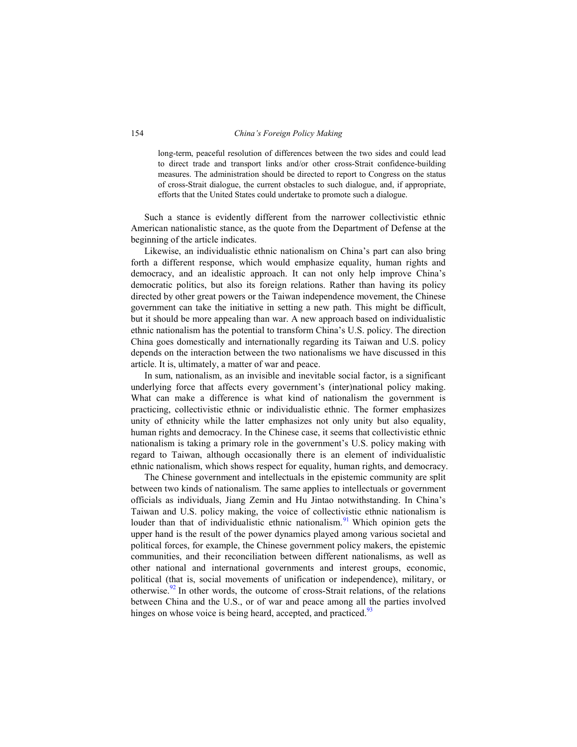> long-term, peaceful resolution of differences between the two sides and could lead to direct trade and transport links and/or other cross-Strait confidence-building measures. The administration should be directed to report to Congress on the status of cross-Strait dialogue, the current obstacles to such dialogue, and, if appropriate, efforts that the United States could undertake to promote such a dialogue.

Such a stance is evidently different from the narrower collectivistic ethnic American nationalistic stance, as the quote from the Department of Defense at the beginning of the article indicates.

Likewise, an individualistic ethnic nationalism on China's part can also bring forth a different response, which would emphasize equality, human rights and democracy, and an idealistic approach. It can not only help improve China's democratic politics, but also its foreign relations. Rather than having its policy directed by other great powers or the Taiwan independence movement, the Chinese government can take the initiative in setting a new path. This might be difficult, but it should be more appealing than war. A new approach based on individualistic ethnic nationalism has the potential to transform China's U.S. policy. The direction China goes domestically and internationally regarding its Taiwan and U.S. policy depends on the interaction between the two nationalisms we have discussed in this article. It is, ultimately, a matter of war and peace.

In sum, nationalism, as an invisible and inevitable social factor, is a significant underlying force that affects every government's (inter)national policy making. What can make a difference is what kind of nationalism the government is practicing, collectivistic ethnic or individualistic ethnic. The former emphasizes unity of ethnicity while the latter emphasizes not only unity but also equality, human rights and democracy. In the Chinese case, it seems that collectivistic ethnic nationalism is taking a primary role in the government's U.S. policy making with regard to Taiwan, although occasionally there is an element of individualistic ethnic nationalism, which shows respect for equality, human rights, and democracy.

The Chinese government and intellectuals in the epistemic community are split between two kinds of nationalism. The same applies to intellectuals or government officials as individuals, Jiang Zemin and Hu Jintao notwithstanding. In China's Taiwan and U.S. policy making, the voice of collectivistic ethnic nationalism is louder than that of individualistic ethnic nationalism.[91] Which opinion gets the upper hand is the result of the power dynamics played among various societal and political forces, for example, the Chinese government policy makers, the epistemic communities, and their reconciliation between different nationalisms, as well as other national and international governments and interest groups, economic, political (that is, social movements of unification or independence), military, or otherwise.[92] In other words, the outcome of cross-Strait relations, of the relations between China and the U.S., or of war and peace among all the parties involved hinges on whose voice is being heard, accepted, and practiced.[93]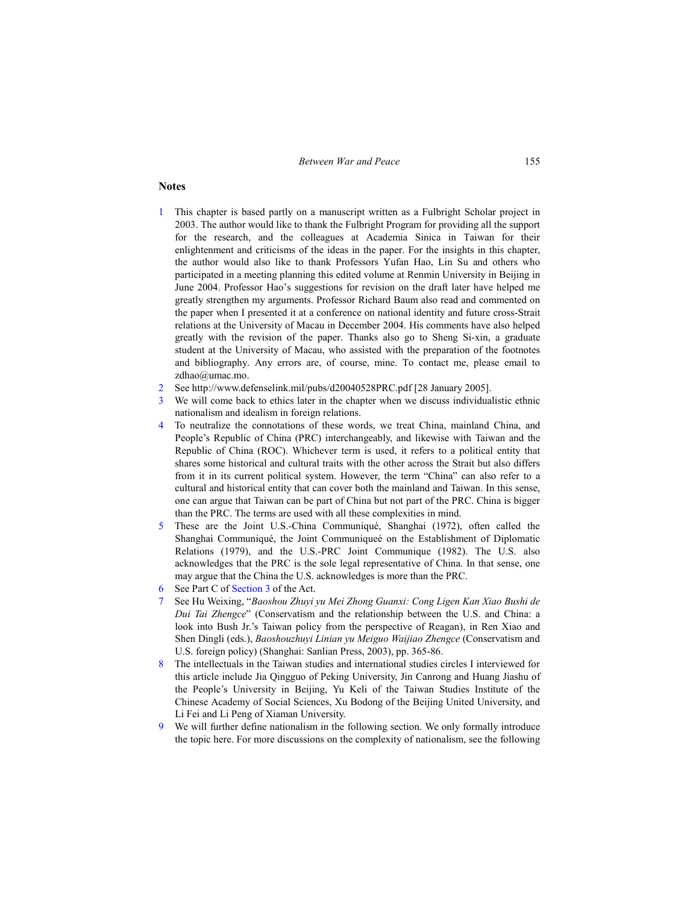## Notes

1. This chapter is based partly on a manuscript written as a Fulbright Scholar project in 2003. The author would like to thank the Fulbright Program for providing all the support for the research, and the colleagues at Academia Sinica in Taiwan for their enlightenment and criticisms of the ideas in the paper. For the insights in this chapter, the author would also like to thank Professors Yufan Hao, Lin Su and others who participated in a meeting planning this edited volume at Renmin University in Beijing in June 2004. Professor Hao's suggestions for revision on the draft later have helped me greatly strengthen my arguments. Professor Richard Baum also read and commented on the paper when I presented it at a conference on national identity and future cross-Strait relations at the University of Macau in December 2004. His comments have also helped greatly with the revision of the paper. Thanks also go to Sheng Si-xin, a graduate student at the University of Macau, who assisted with the preparation of the footnotes and bibliography. Any errors are, of course, mine. To contact me, please email to zdhao@umac.mo.
2. See http://www.defenselink.mil/pubs/d20040528PRC.pdf [28 January 2005].
3. We will come back to ethics later in the chapter when we discuss individualistic ethnic nationalism and idealism in foreign relations.
4. To neutralize the connotations of these words, we treat China, mainland China, and People's Republic of China (PRC) interchangeably, and likewise with Taiwan and the Republic of China (ROC). Whichever term is used, it refers to a political entity that shares some historical and cultural traits with the other across the Strait but also differs from it in its current political system. However, the term "China" can also refer to a cultural and historical entity that can cover both the mainland and Taiwan. In this sense, one can argue that Taiwan can be part of China but not part of the PRC. China is bigger than the PRC. The terms are used with all these complexities in mind.
5. These are the Joint U.S.-China Communiqué, Shanghai (1972), often called the Shanghai Communiqué, the Joint Communiqueé on the Establishment of Diplomatic Relations (1979), and the U.S.-PRC Joint Communique (1982). The U.S. also acknowledges that the PRC is the sole legal representative of China. In that sense, one may argue that the China the U.S. acknowledges is more than the PRC.
6. See Part C of Section 3 of the Act.
7. See Hu Weixing, "*Baoshou Zhuyi yu Mei Zhong Guanxi: Cong Ligen Kan Xiao Bushi de Dui Tai Zhengce*" (Conservatism and the relationship between the U.S. and China: a look into Bush Jr.'s Taiwan policy from the perspective of Reagan), in Ren Xiao and Shen Dingli (eds.), *Baoshouzhuyi Linian yu Meiguo Waijiao Zhengce* (Conservatism and U.S. foreign policy) (Shanghai: Sanlian Press, 2003), pp. 365-86.
8. The intellectuals in the Taiwan studies and international studies circles I interviewed for this article include Jia Qingguo of Peking University, Jin Canrong and Huang Jiashu of the People's University in Beijing, Yu Keli of the Taiwan Studies Institute of the Chinese Academy of Social Sciences, Xu Bodong of the Beijing United University, and Li Fei and Li Peng of Xiaman University.
9. We will further define nationalism in the following section. We only formally introduce the topic here. For more discussions on the complexity of nationalism, see the following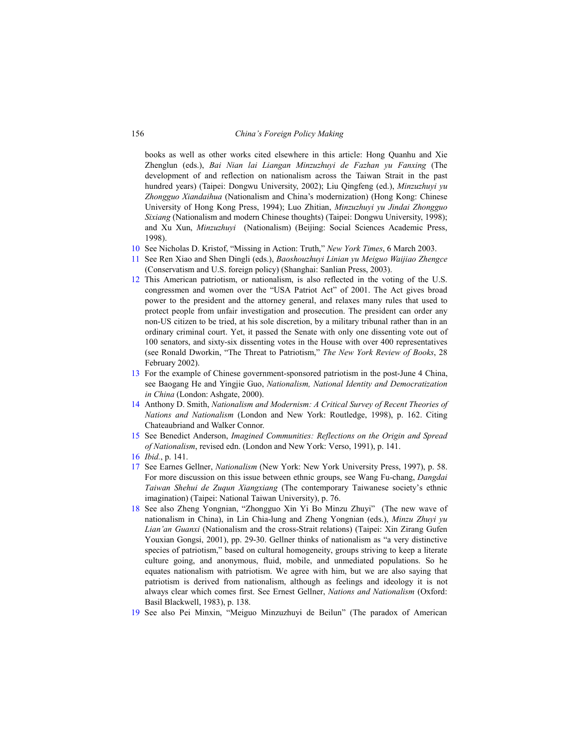books as well as other works cited elsewhere in this article: Hong Quanhu and Xie Zhenglun (eds.), *Bai Nian lai Liangan Minzuzhuyi de Fazhan yu Fanxing* (The development of and reflection on nationalism across the Taiwan Strait in the past hundred years) (Taipei: Dongwu University, 2002); Liu Qingfeng (ed.), *Minzuzhuyi yu Zhongguo Xiandaihua* (Nationalism and China's modernization) (Hong Kong: Chinese University of Hong Kong Press, 1994); Luo Zhitian, *Minzuzhuyi yu Jindai Zhongguo Sixiang* (Nationalism and modern Chinese thoughts) (Taipei: Dongwu University, 1998); and Xu Xun, *Minzuzhuyi* (Nationalism) (Beijing: Social Sciences Academic Press, 1998).

10 See Nicholas D. Kristof, "Missing in Action: Truth," *New York Times*, 6 March 2003.

11 See Ren Xiao and Shen Dingli (eds.), *Baoshouzhuyi Linian yu Meiguo Waijiao Zhengce* (Conservatism and U.S. foreign policy) (Shanghai: Sanlian Press, 2003).

12 This American patriotism, or nationalism, is also reflected in the voting of the U.S. congressmen and women over the "USA Patriot Act" of 2001. The Act gives broad power to the president and the attorney general, and relaxes many rules that used to protect people from unfair investigation and prosecution. The president can order any non-US citizen to be tried, at his sole discretion, by a military tribunal rather than in an ordinary criminal court. Yet, it passed the Senate with only one dissenting vote out of 100 senators, and sixty-six dissenting votes in the House with over 400 representatives (see Ronald Dworkin, "The Threat to Patriotism," *The New York Review of Books*, 28 February 2002).

13 For the example of Chinese government-sponsored patriotism in the post-June 4 China, see Baogang He and Yingjie Guo, *Nationalism, National Identity and Democratization in China* (London: Ashgate, 2000).

14 Anthony D. Smith, *Nationalism and Modernism: A Critical Survey of Recent Theories of Nations and Nationalism* (London and New York: Routledge, 1998), p. 162. Citing Chateaubriand and Walker Connor.

15 See Benedict Anderson, *Imagined Communities: Reflections on the Origin and Spread of Nationalism*, revised edn. (London and New York: Verso, 1991), p. 141.

16 *Ibid.*, p. 141.

17 See Earnes Gellner, *Nationalism* (New York: New York University Press, 1997), p. 58. For more discussion on this issue between ethnic groups, see Wang Fu-chang, *Dangdai Taiwan Shehui de Zuqun Xiangxiang* (The contemporary Taiwanese society's ethnic imagination) (Taipei: National Taiwan University), p. 76.

18 See also Zheng Yongnian, "Zhongguo Xin Yi Bo Minzu Zhuyi" (The new wave of nationalism in China), in Lin Chia-lung and Zheng Yongnian (eds.), *Minzu Zhuyi yu Lian'an Guanxi* (Nationalism and the cross-Strait relations) (Taipei: Xin Zirang Gufen Youxian Gongsi, 2001), pp. 29-30. Gellner thinks of nationalism as "a very distinctive species of patriotism," based on cultural homogeneity, groups striving to keep a literate culture going, and anonymous, fluid, mobile, and unmediated populations. So he equates nationalism with patriotism. We agree with him, but we are also saying that patriotism is derived from nationalism, although as feelings and ideology it is not always clear which comes first. See Ernest Gellner, *Nations and Nationalism* (Oxford: Basil Blackwell, 1983), p. 138.

19 See also Pei Minxin, "Meiguo Minzuzhuyi de Beilun" (The paradox of American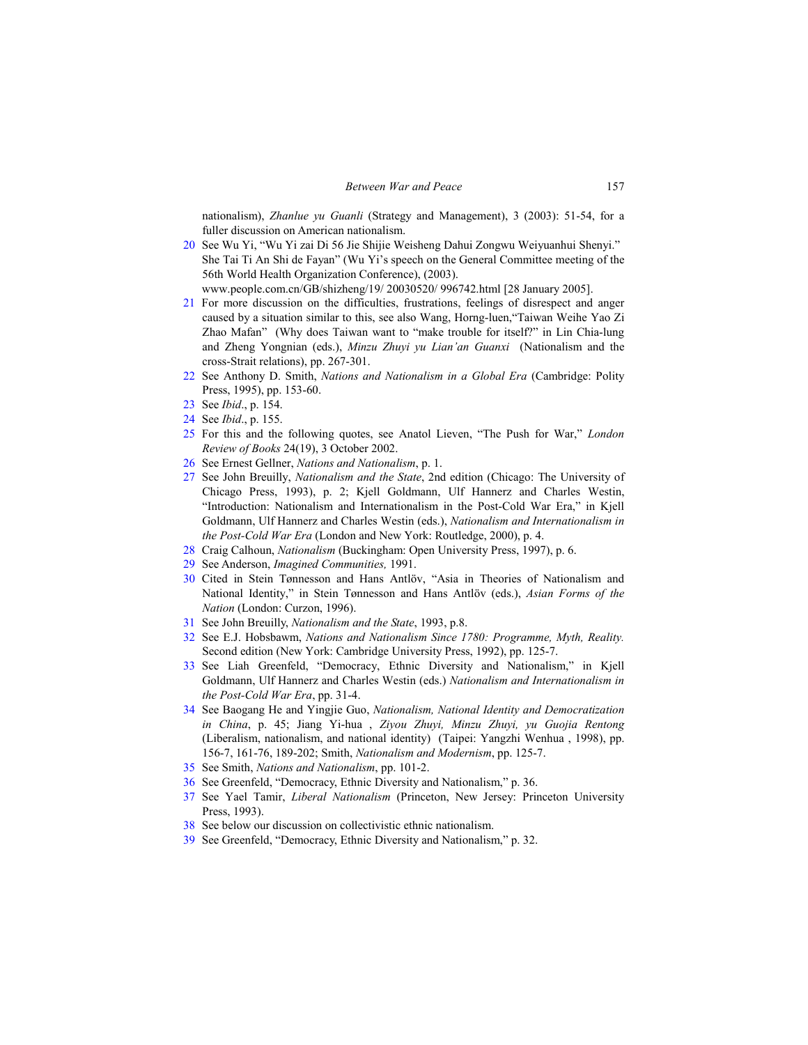nationalism), *Zhanlue yu Guanli* (Strategy and Management), 3 (2003): 51-54, for a fuller discussion on American nationalism.

20 See Wu Yi, "Wu Yi zai Di 56 Jie Shijie Weisheng Dahui Zongwu Weiyuanhui Shenyi." She Tai Ti An Shi de Fayan" (Wu Yi's speech on the General Committee meeting of the 56th World Health Organization Conference), (2003). www.people.com.cn/GB/shizheng/19/ 20030520/ 996742.html [28 January 2005].

21 For more discussion on the difficulties, frustrations, feelings of disrespect and anger caused by a situation similar to this, see also Wang, Horng-luen,"Taiwan Weihe Yao Zi Zhao Mafan" (Why does Taiwan want to "make trouble for itself?" in Lin Chia-lung and Zheng Yongnian (eds.), *Minzu Zhuyi yu Lian'an Guanxi* (Nationalism and the cross-Strait relations), pp. 267-301.

22 See Anthony D. Smith, *Nations and Nationalism in a Global Era* (Cambridge: Polity Press, 1995), pp. 153-60.

23 See *Ibid*., p. 154.

24 See *Ibid*., p. 155.

25 For this and the following quotes, see Anatol Lieven, "The Push for War," *London Review of Books* 24(19), 3 October 2002.

26 See Ernest Gellner, *Nations and Nationalism*, p. 1.

27 See John Breuilly, *Nationalism and the State*, 2nd edition (Chicago: The University of Chicago Press, 1993), p. 2; Kjell Goldmann, Ulf Hannerz and Charles Westin, "Introduction: Nationalism and Internationalism in the Post-Cold War Era," in Kjell Goldmann, Ulf Hannerz and Charles Westin (eds.), *Nationalism and Internationalism in the Post-Cold War Era* (London and New York: Routledge, 2000), p. 4.

28 Craig Calhoun, *Nationalism* (Buckingham: Open University Press, 1997), p. 6.

29 See Anderson, *Imagined Communities,* 1991.

30 Cited in Stein Tønnesson and Hans Antlöv, "Asia in Theories of Nationalism and National Identity," in Stein Tønnesson and Hans Antlöv (eds.), *Asian Forms of the Nation* (London: Curzon, 1996).

31 See John Breuilly, *Nationalism and the State*, 1993, p.8.

32 See E.J. Hobsbawm, *Nations and Nationalism Since 1780: Programme, Myth, Reality.* Second edition (New York: Cambridge University Press, 1992), pp. 125-7.

33 See Liah Greenfeld, "Democracy, Ethnic Diversity and Nationalism," in Kjell Goldmann, Ulf Hannerz and Charles Westin (eds.) *Nationalism and Internationalism in the Post-Cold War Era*, pp. 31-4.

34 See Baogang He and Yingjie Guo, *Nationalism, National Identity and Democratization in China*, p. 45; Jiang Yi-hua , *Ziyou Zhuyi, Minzu Zhuyi, yu Guojia Rentong* (Liberalism, nationalism, and national identity) (Taipei: Yangzhi Wenhua , 1998), pp. 156-7, 161-76, 189-202; Smith, *Nationalism and Modernism*, pp. 125-7.

35 See Smith, *Nations and Nationalism*, pp. 101-2.

36 See Greenfeld, "Democracy, Ethnic Diversity and Nationalism," p. 36.

37 See Yael Tamir, *Liberal Nationalism* (Princeton, New Jersey: Princeton University Press, 1993).

38 See below our discussion on collectivistic ethnic nationalism.

39 See Greenfeld, "Democracy, Ethnic Diversity and Nationalism," p. 32.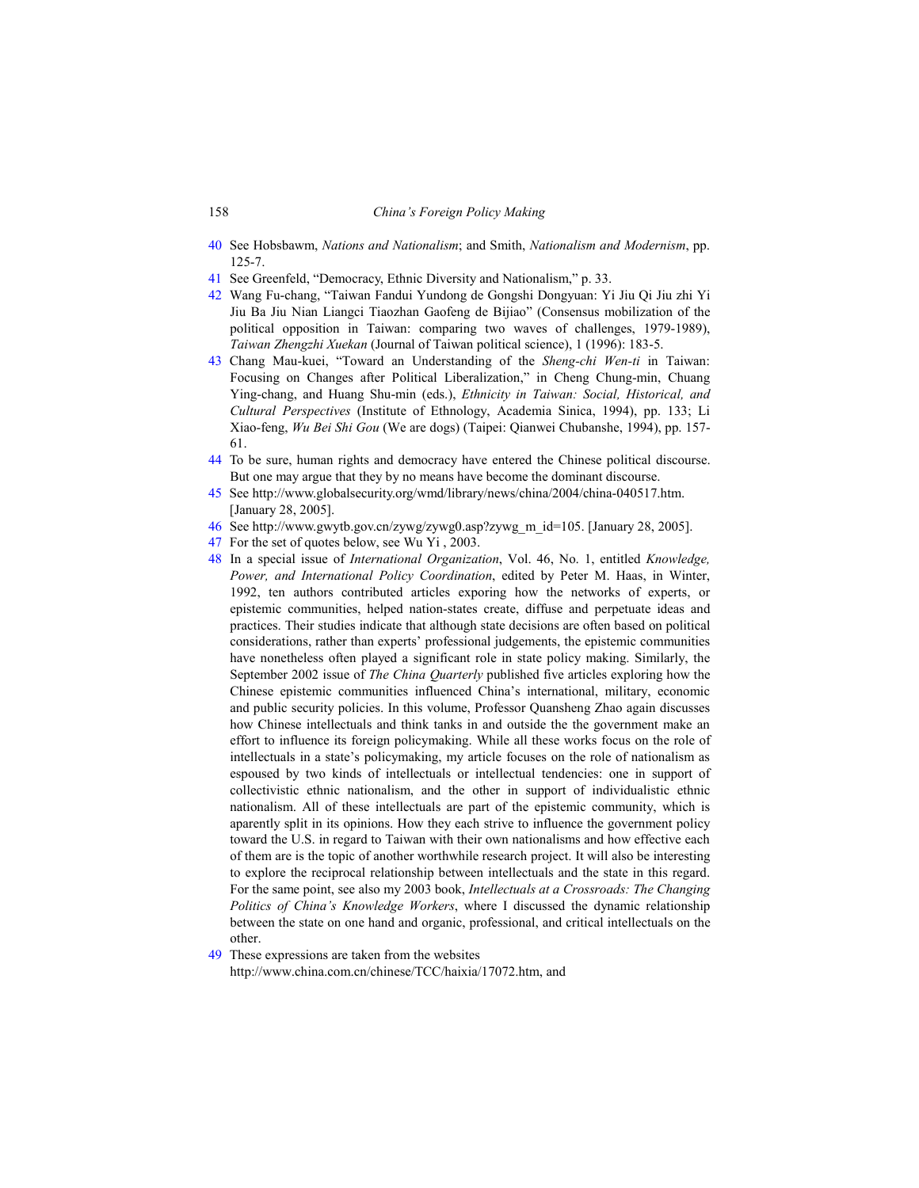40 See Hobsbawm, *Nations and Nationalism*; and Smith, *Nationalism and Modernism*, pp. 125-7.

41 See Greenfeld, "Democracy, Ethnic Diversity and Nationalism," p. 33.

42 Wang Fu-chang, "Taiwan Fandui Yundong de Gongshi Dongyuan: Yi Jiu Qi Jiu zhi Yi Jiu Ba Jiu Nian Liangci Tiaozhan Gaofeng de Bijiao" (Consensus mobilization of the political opposition in Taiwan: comparing two waves of challenges, 1979-1989), *Taiwan Zhengzhi Xuekan* (Journal of Taiwan political science), 1 (1996): 183-5.

43 Chang Mau-kuei, "Toward an Understanding of the *Sheng-chi Wen-ti* in Taiwan: Focusing on Changes after Political Liberalization," in Cheng Chung-min, Chuang Ying-chang, and Huang Shu-min (eds.), *Ethnicity in Taiwan: Social, Historical, and Cultural Perspectives* (Institute of Ethnology, Academia Sinica, 1994), pp. 133; Li Xiao-feng, *Wu Bei Shi Gou* (We are dogs) (Taipei: Qianwei Chubanshe, 1994), pp. 157-61.

44 To be sure, human rights and democracy have entered the Chinese political discourse. But one may argue that they by no means have become the dominant discourse.

45 See http://www.globalsecurity.org/wmd/library/news/china/2004/china-040517.htm. [January 28, 2005].

46 See http://www.gwytb.gov.cn/zywg/zywg0.asp?zywg_m_id=105. [January 28, 2005].

47 For the set of quotes below, see Wu Yi , 2003.

48 In a special issue of *International Organization*, Vol. 46, No. 1, entitled *Knowledge, Power, and International Policy Coordination*, edited by Peter M. Haas, in Winter, 1992, ten authors contributed articles exporing how the networks of experts, or epistemic communities, helped nation-states create, diffuse and perpetuate ideas and practices. Their studies indicate that although state decisions are often based on political considerations, rather than experts' professional judgements, the epistemic communities have nonetheless often played a significant role in state policy making. Similarly, the September 2002 issue of *The China Quarterly* published five articles exploring how the Chinese epistemic communities influenced China's international, military, economic and public security policies. In this volume, Professor Quansheng Zhao again discusses how Chinese intellectuals and think tanks in and outside the the government make an effort to influence its foreign policymaking. While all these works focus on the role of intellectuals in a state's policymaking, my article focuses on the role of nationalism as espoused by two kinds of intellectuals or intellectual tendencies: one in support of collectivistic ethnic nationalism, and the other in support of individualistic ethnic nationalism. All of these intellectuals are part of the epistemic community, which is aparently split in its opinions. How they each strive to influence the government policy toward the U.S. in regard to Taiwan with their own nationalisms and how effective each of them are is the topic of another worthwhile research project. It will also be interesting to explore the reciprocal relationship between intellectuals and the state in this regard. For the same point, see also my 2003 book, *Intellectuals at a Crossroads: The Changing Politics of China's Knowledge Workers*, where I discussed the dynamic relationship between the state on one hand and organic, professional, and critical intellectuals on the other.

49 These expressions are taken from the websites http://www.china.com.cn/chinese/TCC/haixia/17072.htm, and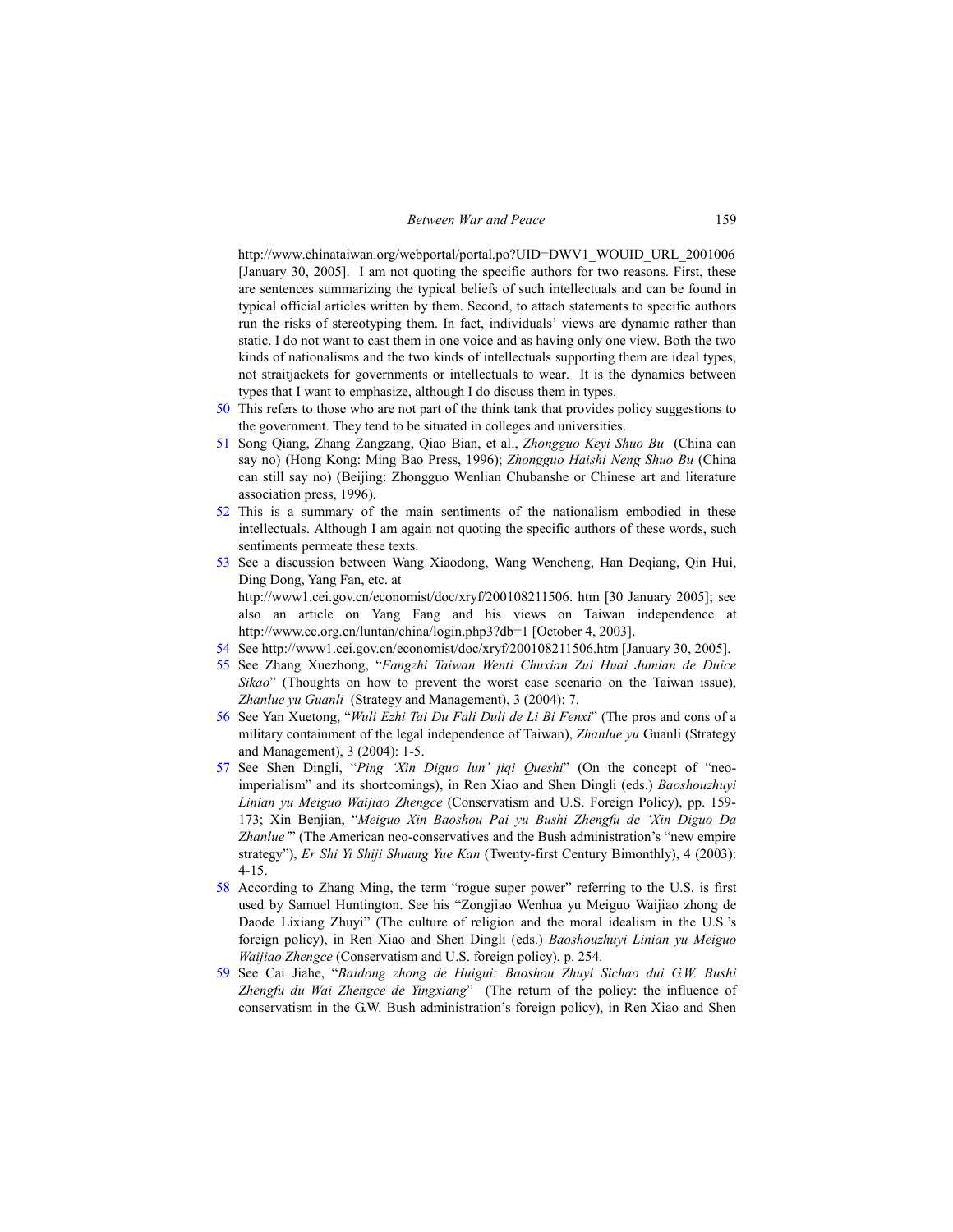http://www.chinataiwan.org/webportal/portal.po?UID=DWV1_WOUID_URL_2001006 [January 30, 2005]. I am not quoting the specific authors for two reasons. First, these are sentences summarizing the typical beliefs of such intellectuals and can be found in typical official articles written by them. Second, to attach statements to specific authors run the risks of stereotyping them. In fact, individuals' views are dynamic rather than static. I do not want to cast them in one voice and as having only one view. Both the two kinds of nationalisms and the two kinds of intellectuals supporting them are ideal types, not straitjackets for governments or intellectuals to wear. It is the dynamics between types that I want to emphasize, although I do discuss them in types.

50 This refers to those who are not part of the think tank that provides policy suggestions to the government. They tend to be situated in colleges and universities.

51 Song Qiang, Zhang Zangzang, Qiao Bian, et al., *Zhongguo Keyi Shuo Bu* (China can say no) (Hong Kong: Ming Bao Press, 1996); *Zhongguo Haishi Neng Shuo Bu* (China can still say no) (Beijing: Zhongguo Wenlian Chubanshe or Chinese art and literature association press, 1996).

52 This is a summary of the main sentiments of the nationalism embodied in these intellectuals. Although I am again not quoting the specific authors of these words, such sentiments permeate these texts.

53 See a discussion between Wang Xiaodong, Wang Wencheng, Han Deqiang, Qin Hui, Ding Dong, Yang Fan, etc. at http://www1.cei.gov.cn/economist/doc/xryf/200108211506. htm [30 January 2005]; see also an article on Yang Fang and his views on Taiwan independence at http://www.cc.org.cn/luntan/china/login.php3?db=1 [October 4, 2003].

54 See http://www1.cei.gov.cn/economist/doc/xryf/200108211506.htm [January 30, 2005].

55 See Zhang Xuezhong, "*Fangzhi Taiwan Wenti Chuxian Zui Huai Jumian de Duice Sikao*" (Thoughts on how to prevent the worst case scenario on the Taiwan issue), *Zhanlue yu Guanli* (Strategy and Management), 3 (2004): 7.

56 See Yan Xuetong, "*Wuli Ezhi Tai Du Fali Duli de Li Bi Fenxi*" (The pros and cons of a military containment of the legal independence of Taiwan), *Zhanlue yu* Guanli (Strategy and Management), 3 (2004): 1-5.

57 See Shen Dingli, "*Ping 'Xin Diguo lun' jiqi Queshi*" (On the concept of "neo-imperialism" and its shortcomings), in Ren Xiao and Shen Dingli (eds.) *Baoshouzhuyi Linian yu Meiguo Waijiao Zhengce* (Conservatism and U.S. Foreign Policy), pp. 159-173; Xin Benjian, "*Meiguo Xin Baoshou Pai yu Bushi Zhengfu de 'Xin Diguo Da Zhanlue'*" (The American neo-conservatives and the Bush administration's "new empire strategy"), *Er Shi Yi Shiji Shuang Yue Kan* (Twenty-first Century Bimonthly), 4 (2003): 4-15.

58 According to Zhang Ming, the term "rogue super power" referring to the U.S. is first used by Samuel Huntington. See his "Zongjiao Wenhua yu Meiguo Waijiao zhong de Daode Lixiang Zhuyi" (The culture of religion and the moral idealism in the U.S.'s foreign policy), in Ren Xiao and Shen Dingli (eds.) *Baoshouzhuyi Linian yu Meiguo Waijiao Zhengce* (Conservatism and U.S. foreign policy), p. 254.

59 See Cai Jiahe, "*Baidong zhong de Huigui: Baoshou Zhuyi Sichao dui G.W. Bushi Zhengfu du Wai Zhengce de Yingxiang*" (The return of the policy: the influence of conservatism in the G.W. Bush administration's foreign policy), in Ren Xiao and Shen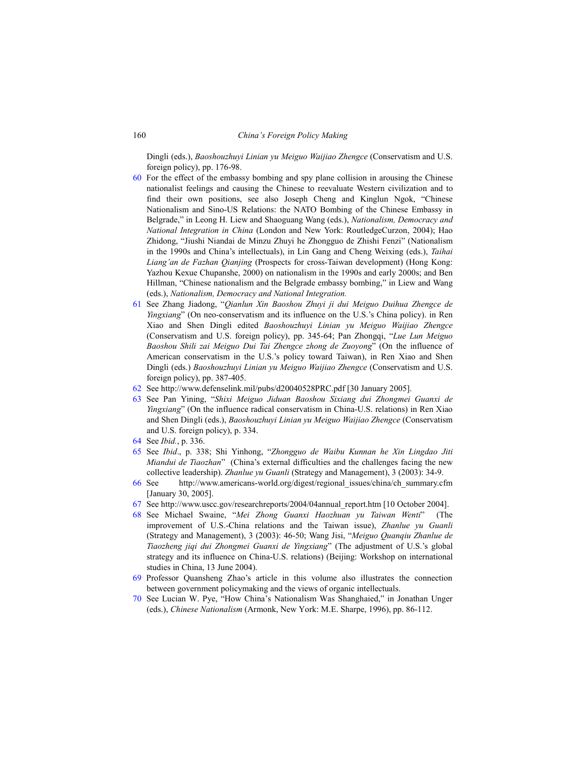Dingli (eds.), *Baoshouzhuyi Linian yu Meiguo Waijiao Zhengce* (Conservatism and U.S. foreign policy), pp. 176-98.

60 For the effect of the embassy bombing and spy plane collision in arousing the Chinese nationalist feelings and causing the Chinese to reevaluate Western civilization and to find their own positions, see also Joseph Cheng and Kinglun Ngok, "Chinese Nationalism and Sino-US Relations: the NATO Bombing of the Chinese Embassy in Belgrade," in Leong H. Liew and Shaoguang Wang (eds.), *Nationalism, Democracy and National Integration in China* (London and New York: RoutledgeCurzon, 2004); Hao Zhidong, "Jiushi Niandai de Minzu Zhuyi he Zhongguo de Zhishi Fenzi" (Nationalism in the 1990s and China's intellectuals), in Lin Gang and Cheng Weixing (eds.), *Taihai Liang'an de Fazhan Qianjing* (Prospects for cross-Taiwan development) (Hong Kong: Yazhou Kexue Chupanshe, 2000) on nationalism in the 1990s and early 2000s; and Ben Hillman, "Chinese nationalism and the Belgrade embassy bombing," in Liew and Wang (eds.), *Nationalism, Democracy and National Integration.*

61 See Zhang Jiadong, "*Qianlun Xin Baoshou Zhuyi ji dui Meiguo Duihua Zhengce de Yingxiang*" (On neo-conservatism and its influence on the U.S.'s China policy). in Ren Xiao and Shen Dingli edited *Baoshouzhuyi Linian yu Meiguo Waijiao Zhengce* (Conservatism and U.S. foreign policy), pp. 345-64; Pan Zhongqi, "*Lue Lun Meiguo Baoshou Shili zai Meiguo Dui Tai Zhengce zhong de Zuoyong*" (On the influence of American conservatism in the U.S.'s policy toward Taiwan), in Ren Xiao and Shen Dingli (eds.) *Baoshouzhuyi Linian yu Meiguo Waijiao Zhengce* (Conservatism and U.S. foreign policy), pp. 387-405.

62 See http://www.defenselink.mil/pubs/d20040528PRC.pdf [30 January 2005].

63 See Pan Yining, "*Shixi Meiguo Jiduan Baoshou Sixiang dui Zhongmei Guanxi de Yingxiang*" (On the influence radical conservatism in China-U.S. relations) in Ren Xiao and Shen Dingli (eds.), *Baoshouzhuyi Linian yu Meiguo Waijiao Zhengce* (Conservatism and U.S. foreign policy), p. 334.

64 See *Ibid.*, p. 336.

65 See *Ibid*., p. 338; Shi Yinhong, "*Zhongguo de Waibu Kunnan he Xin Lingdao Jiti Miandui de Tiaozhan*" (China's external difficulties and the challenges facing the new collective leadership). *Zhanlue yu Guanli* (Strategy and Management), 3 (2003): 34-9.

66 See http://www.americans-world.org/digest/regional_issues/china/ch_summary.cfm [January 30, 2005].

67 See http://www.uscc.gov/researchreports/2004/04annual_report.htm [10 October 2004].

68 See Michael Swaine, "*Mei Zhong Guanxi Haozhuan yu Taiwan Wenti*" (The improvement of U.S.-China relations and the Taiwan issue), *Zhanlue yu Guanli* (Strategy and Management), 3 (2003): 46-50; Wang Jisi, "*Meiguo Quanqiu Zhanlue de Tiaozheng jiqi dui Zhongmei Guanxi de Yingxiang*" (The adjustment of U.S.'s global strategy and its influence on China-U.S. relations) (Beijing: Workshop on international studies in China, 13 June 2004).

69 Professor Quansheng Zhao's article in this volume also illustrates the connection between government policymaking and the views of organic intellectuals.

70 See Lucian W. Pye, "How China's Nationalism Was Shanghaied," in Jonathan Unger (eds.), *Chinese Nationalism* (Armonk, New York: M.E. Sharpe, 1996), pp. 86-112.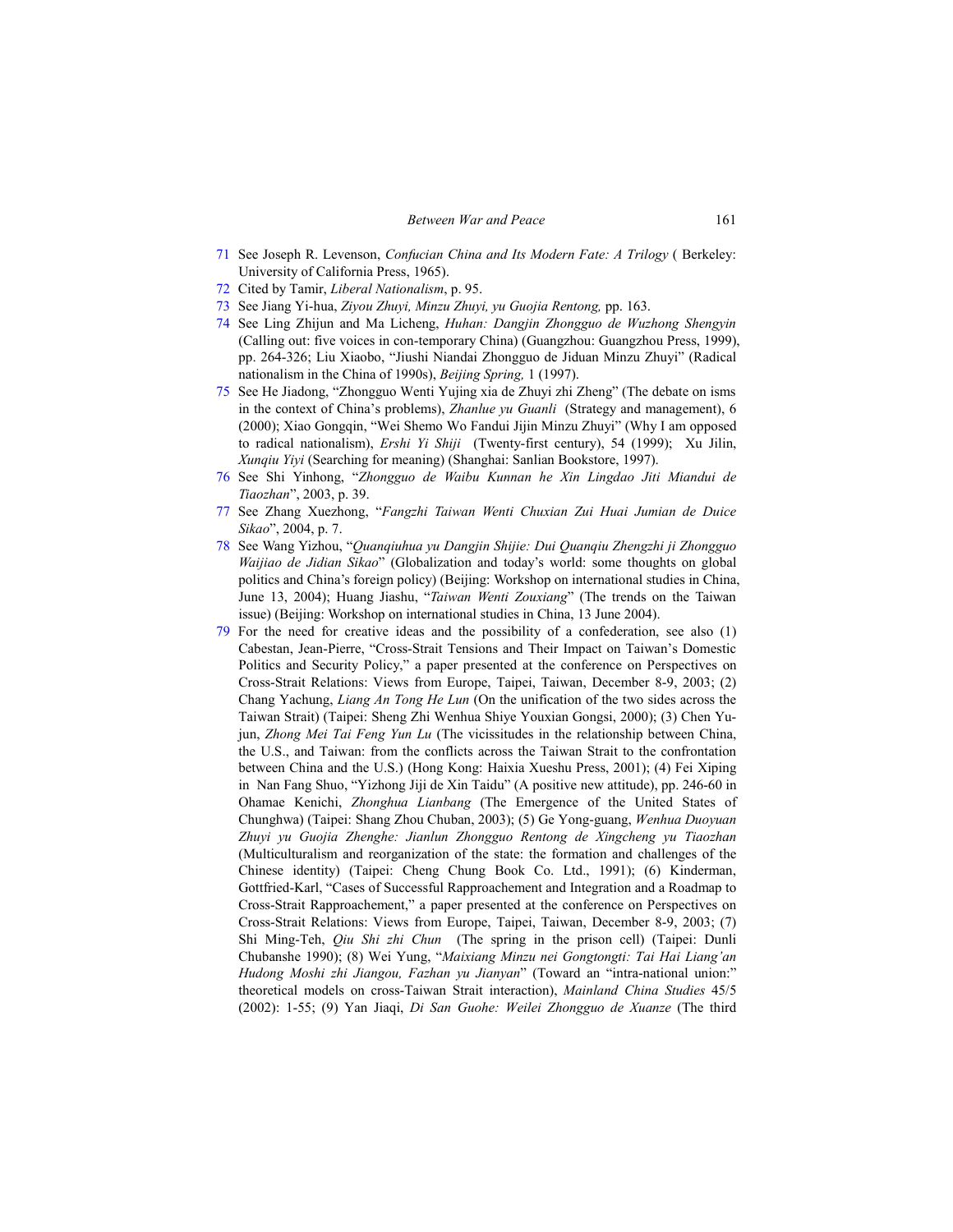71 See Joseph R. Levenson, *Confucian China and Its Modern Fate: A Trilogy* ( Berkeley: University of California Press, 1965).

72 Cited by Tamir, *Liberal Nationalism*, p. 95.

73 See Jiang Yi-hua, *Ziyou Zhuyi, Minzu Zhuyi, yu Guojia Rentong,* pp. 163.

74 See Ling Zhijun and Ma Licheng, *Huhan: Dangjin Zhongguo de Wuzhong Shengyin* (Calling out: five voices in con-temporary China) (Guangzhou: Guangzhou Press, 1999), pp. 264-326; Liu Xiaobo, "Jiushi Niandai Zhongguo de Jiduan Minzu Zhuyi" (Radical nationalism in the China of 1990s), *Beijing Spring,* 1 (1997).

75 See He Jiadong, "Zhongguo Wenti Yujing xia de Zhuyi zhi Zheng" (The debate on isms in the context of China's problems), *Zhanlue yu Guanli* (Strategy and management), 6 (2000); Xiao Gongqin, "Wei Shemo Wo Fandui Jijin Minzu Zhuyi" (Why I am opposed to radical nationalism), *Ershi Yi Shiji* (Twenty-first century), 54 (1999); Xu Jilin, *Xunqiu Yiyi* (Searching for meaning) (Shanghai: Sanlian Bookstore, 1997).

76 See Shi Yinhong, "*Zhongguo de Waibu Kunnan he Xin Lingdao Jiti Miandui de Tiaozhan*", 2003, p. 39.

77 See Zhang Xuezhong, "*Fangzhi Taiwan Wenti Chuxian Zui Huai Jumian de Duice Sikao*", 2004, p. 7.

78 See Wang Yizhou, "*Quanqiuhua yu Dangjin Shijie: Dui Quanqiu Zhengzhi ji Zhongguo Waijiao de Jidian Sikao*" (Globalization and today's world: some thoughts on global politics and China's foreign policy) (Beijing: Workshop on international studies in China, June 13, 2004); Huang Jiashu, "*Taiwan Wenti Zouxiang*" (The trends on the Taiwan issue) (Beijing: Workshop on international studies in China, 13 June 2004).

79 For the need for creative ideas and the possibility of a confederation, see also (1) Cabestan, Jean-Pierre, "Cross-Strait Tensions and Their Impact on Taiwan's Domestic Politics and Security Policy," a paper presented at the conference on Perspectives on Cross-Strait Relations: Views from Europe, Taipei, Taiwan, December 8-9, 2003; (2) Chang Yachung, *Liang An Tong He Lun* (On the unification of the two sides across the Taiwan Strait) (Taipei: Sheng Zhi Wenhua Shiye Youxian Gongsi, 2000); (3) Chen Yu-jun, *Zhong Mei Tai Feng Yun Lu* (The vicissitudes in the relationship between China, the U.S., and Taiwan: from the conflicts across the Taiwan Strait to the confrontation between China and the U.S.) (Hong Kong: Haixia Xueshu Press, 2001); (4) Fei Xiping in Nan Fang Shuo, "Yizhong Jiji de Xin Taidu" (A positive new attitude), pp. 246-60 in Ohamae Kenichi, *Zhonghua Lianbang* (The Emergence of the United States of Chunghwa) (Taipei: Shang Zhou Chuban, 2003); (5) Ge Yong-guang, *Wenhua Duoyuan Zhuyi yu Guojia Zhenghe: Jianlun Zhongguo Rentong de Xingcheng yu Tiaozhan* (Multiculturalism and reorganization of the state: the formation and challenges of the Chinese identity) (Taipei: Cheng Chung Book Co. Ltd., 1991); (6) Kinderman, Gottfried-Karl, "Cases of Successful Rapproachement and Integration and a Roadmap to Cross-Strait Rapproachement," a paper presented at the conference on Perspectives on Cross-Strait Relations: Views from Europe, Taipei, Taiwan, December 8-9, 2003; (7) Shi Ming-Teh, *Qiu Shi zhi Chun* (The spring in the prison cell) (Taipei: Dunli Chubanshe 1990); (8) Wei Yung, "*Maixiang Minzu nei Gongtongti: Tai Hai Liang'an Hudong Moshi zhi Jiangou, Fazhan yu Jianyan*" (Toward an "intra-national union:" theoretical models on cross-Taiwan Strait interaction), *Mainland China Studies* 45/5 (2002): 1-55; (9) Yan Jiaqi, *Di San Guohe: Weilei Zhongguo de Xuanze* (The third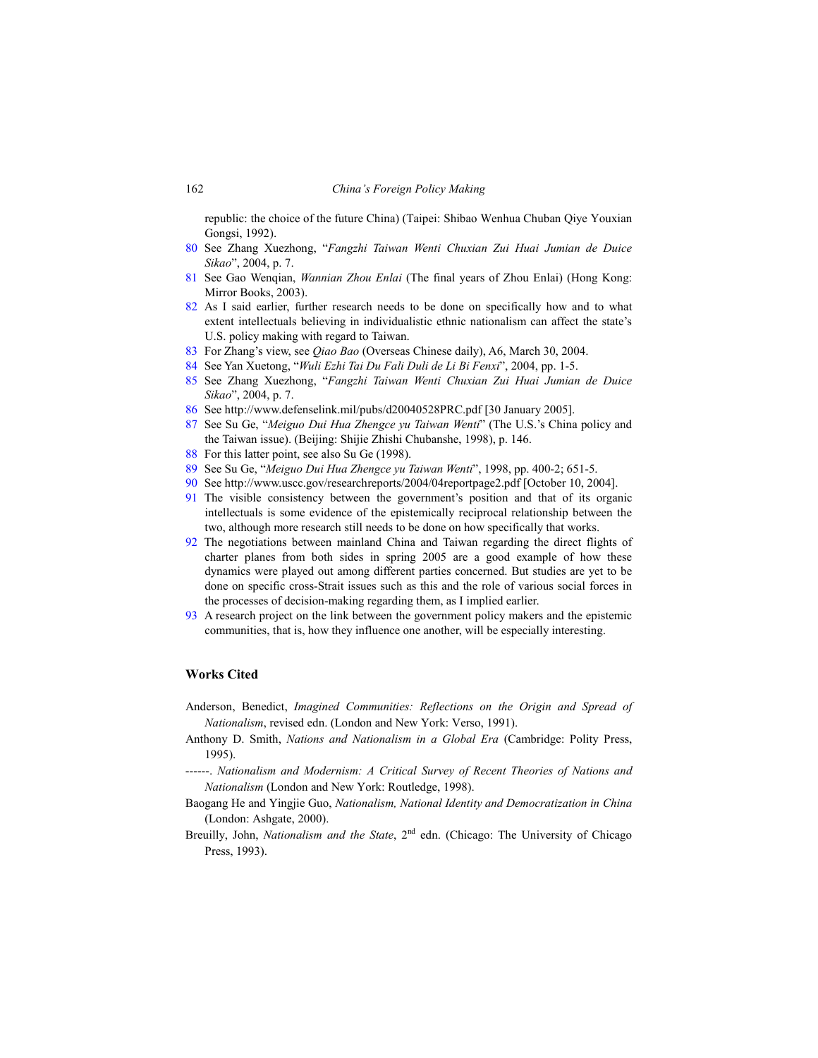republic: the choice of the future China) (Taipei: Shibao Wenhua Chuban Qiye Youxian Gongsi, 1992).

80 See Zhang Xuezhong, "*Fangzhi Taiwan Wenti Chuxian Zui Huai Jumian de Duice Sikao*", 2004, p. 7.

81 See Gao Wenqian, *Wannian Zhou Enlai* (The final years of Zhou Enlai) (Hong Kong: Mirror Books, 2003).

82 As I said earlier, further research needs to be done on specifically how and to what extent intellectuals believing in individualistic ethnic nationalism can affect the state's U.S. policy making with regard to Taiwan.

83 For Zhang's view, see *Qiao Bao* (Overseas Chinese daily), A6, March 30, 2004.

84 See Yan Xuetong, "*Wuli Ezhi Tai Du Fali Duli de Li Bi Fenxi*", 2004, pp. 1-5.

85 See Zhang Xuezhong, "*Fangzhi Taiwan Wenti Chuxian Zui Huai Jumian de Duice Sikao*", 2004, p. 7.

86 See http://www.defenselink.mil/pubs/d20040528PRC.pdf [30 January 2005].

87 See Su Ge, "*Meiguo Dui Hua Zhengce yu Taiwan Wenti*" (The U.S.'s China policy and the Taiwan issue). (Beijing: Shijie Zhishi Chubanshe, 1998), p. 146.

88 For this latter point, see also Su Ge (1998).

89 See Su Ge, "*Meiguo Dui Hua Zhengce yu Taiwan Wenti*", 1998, pp. 400-2; 651-5.

90 See http://www.uscc.gov/researchreports/2004/04reportpage2.pdf [October 10, 2004].

91 The visible consistency between the government's position and that of its organic intellectuals is some evidence of the epistemically reciprocal relationship between the two, although more research still needs to be done on how specifically that works.

92 The negotiations between mainland China and Taiwan regarding the direct flights of charter planes from both sides in spring 2005 are a good example of how these dynamics were played out among different parties concerned. But studies are yet to be done on specific cross-Strait issues such as this and the role of various social forces in the processes of decision-making regarding them, as I implied earlier.

93 A research project on the link between the government policy makers and the epistemic communities, that is, how they influence one another, will be especially interesting.

## Works Cited

Anderson, Benedict, *Imagined Communities: Reflections on the Origin and Spread of Nationalism*, revised edn. (London and New York: Verso, 1991).

Anthony D. Smith, *Nations and Nationalism in a Global Era* (Cambridge: Polity Press, 1995).

------. *Nationalism and Modernism: A Critical Survey of Recent Theories of Nations and Nationalism* (London and New York: Routledge, 1998).

Baogang He and Yingjie Guo, *Nationalism, National Identity and Democratization in China* (London: Ashgate, 2000).

Breuilly, John, *Nationalism and the State*, 2nd edn. (Chicago: The University of Chicago Press, 1993).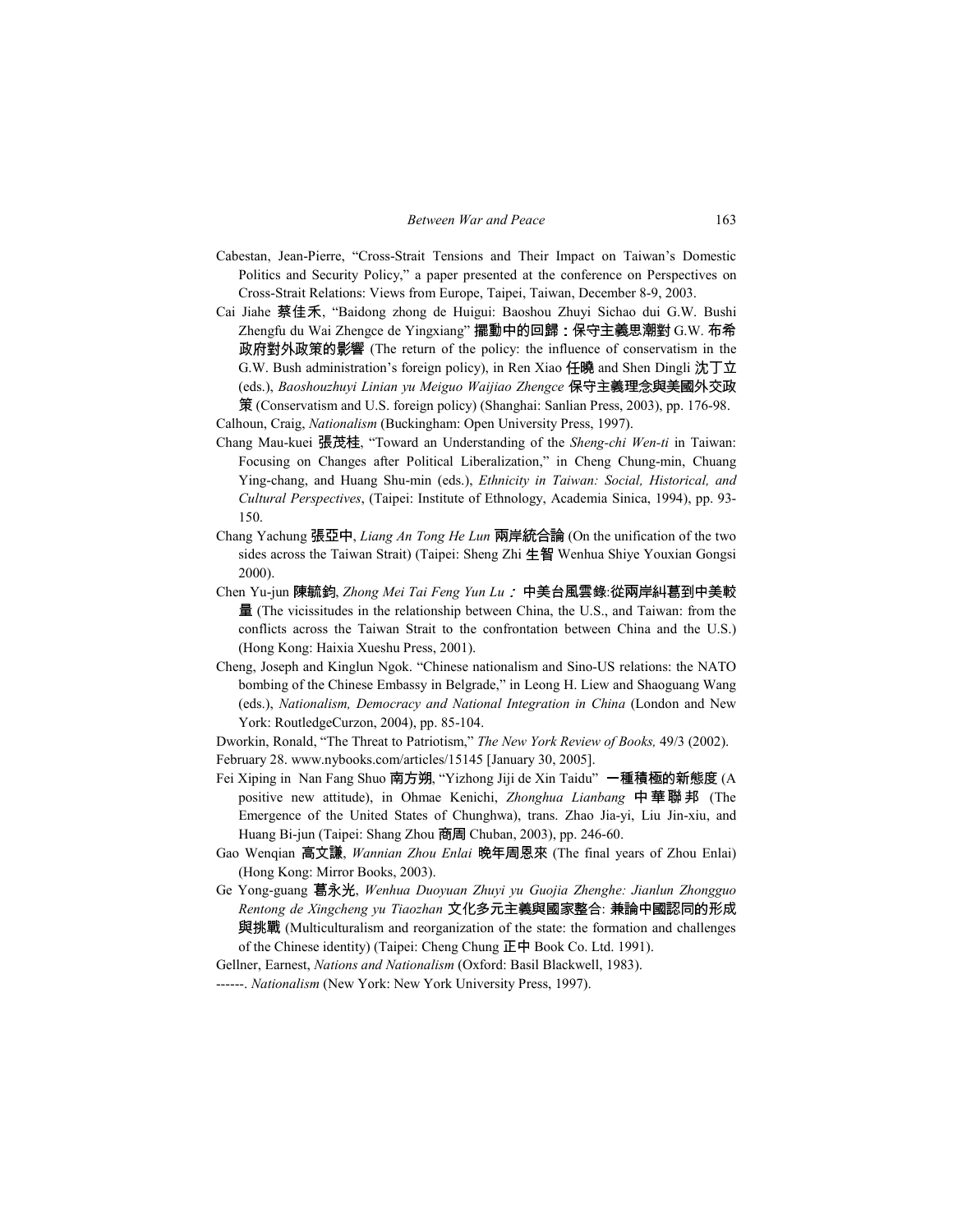Cabestan, Jean-Pierre, "Cross-Strait Tensions and Their Impact on Taiwan's Domestic Politics and Security Policy," a paper presented at the conference on Perspectives on Cross-Strait Relations: Views from Europe, Taipei, Taiwan, December 8-9, 2003.

Cai Jiahe 蔡佳禾, "Baidong zhong de Huigui: Baoshou Zhuyi Sichao dui G.W. Bushi Zhengfu du Wai Zhengce de Yingxiang" 擺動中的回歸：保守主義思潮對 G.W. 布希政府對外政策的影響 (The return of the policy: the influence of conservatism in the G.W. Bush administration's foreign policy), in Ren Xiao 任曉 and Shen Dingli 沈丁立 (eds.), *Baoshouzhuyi Linian yu Meiguo Waijiao Zhengce* 保守主義理念與美國外交政策 (Conservatism and U.S. foreign policy) (Shanghai: Sanlian Press, 2003), pp. 176-98.

Calhoun, Craig, *Nationalism* (Buckingham: Open University Press, 1997).

Chang Mau-kuei 張茂桂, "Toward an Understanding of the *Sheng-chi Wen-ti* in Taiwan: Focusing on Changes after Political Liberalization," in Cheng Chung-min, Chuang Ying-chang, and Huang Shu-min (eds.), *Ethnicity in Taiwan: Social, Historical, and Cultural Perspectives*, (Taipei: Institute of Ethnology, Academia Sinica, 1994), pp. 93-150.

Chang Yachung 張亞中, *Liang An Tong He Lun* 兩岸統合論 (On the unification of the two sides across the Taiwan Strait) (Taipei: Sheng Zhi 生智 Wenhua Shiye Youxian Gongsi 2000).

Chen Yu-jun 陳毓鈞, *Zhong Mei Tai Feng Yun Lu*： 中美台風雲錄:從兩岸糾葛到中美較量 (The vicissitudes in the relationship between China, the U.S., and Taiwan: from the conflicts across the Taiwan Strait to the confrontation between China and the U.S.) (Hong Kong: Haixia Xueshu Press, 2001).

Cheng, Joseph and Kinglun Ngok. "Chinese nationalism and Sino-US relations: the NATO bombing of the Chinese Embassy in Belgrade," in Leong H. Liew and Shaoguang Wang (eds.), *Nationalism, Democracy and National Integration in China* (London and New York: RoutledgeCurzon, 2004), pp. 85-104.

Dworkin, Ronald, "The Threat to Patriotism," *The New York Review of Books,* 49/3 (2002). February 28. www.nybooks.com/articles/15145 [January 30, 2005].

Fei Xiping in Nan Fang Shuo 南方朔, "Yizhong Jiji de Xin Taidu" 一種積極的新態度 (A positive new attitude), in Ohmae Kenichi, *Zhonghua Lianbang* 中華聯邦 (The Emergence of the United States of Chunghwa), trans. Zhao Jia-yi, Liu Jin-xiu, and Huang Bi-jun (Taipei: Shang Zhou 商周 Chuban, 2003), pp. 246-60.

Gao Wenqian 高文謙, *Wannian Zhou Enlai* 晚年周恩來 (The final years of Zhou Enlai) (Hong Kong: Mirror Books, 2003).

Ge Yong-guang 葛永光, *Wenhua Duoyuan Zhuyi yu Guojia Zhenghe: Jianlun Zhongguo Rentong de Xingcheng yu Tiaozhan* 文化多元主義與國家整合: 兼論中國認同的形成與挑戰 (Multiculturalism and reorganization of the state: the formation and challenges of the Chinese identity) (Taipei: Cheng Chung 正中 Book Co. Ltd. 1991).

Gellner, Earnest, *Nations and Nationalism* (Oxford: Basil Blackwell, 1983).

------. *Nationalism* (New York: New York University Press, 1997).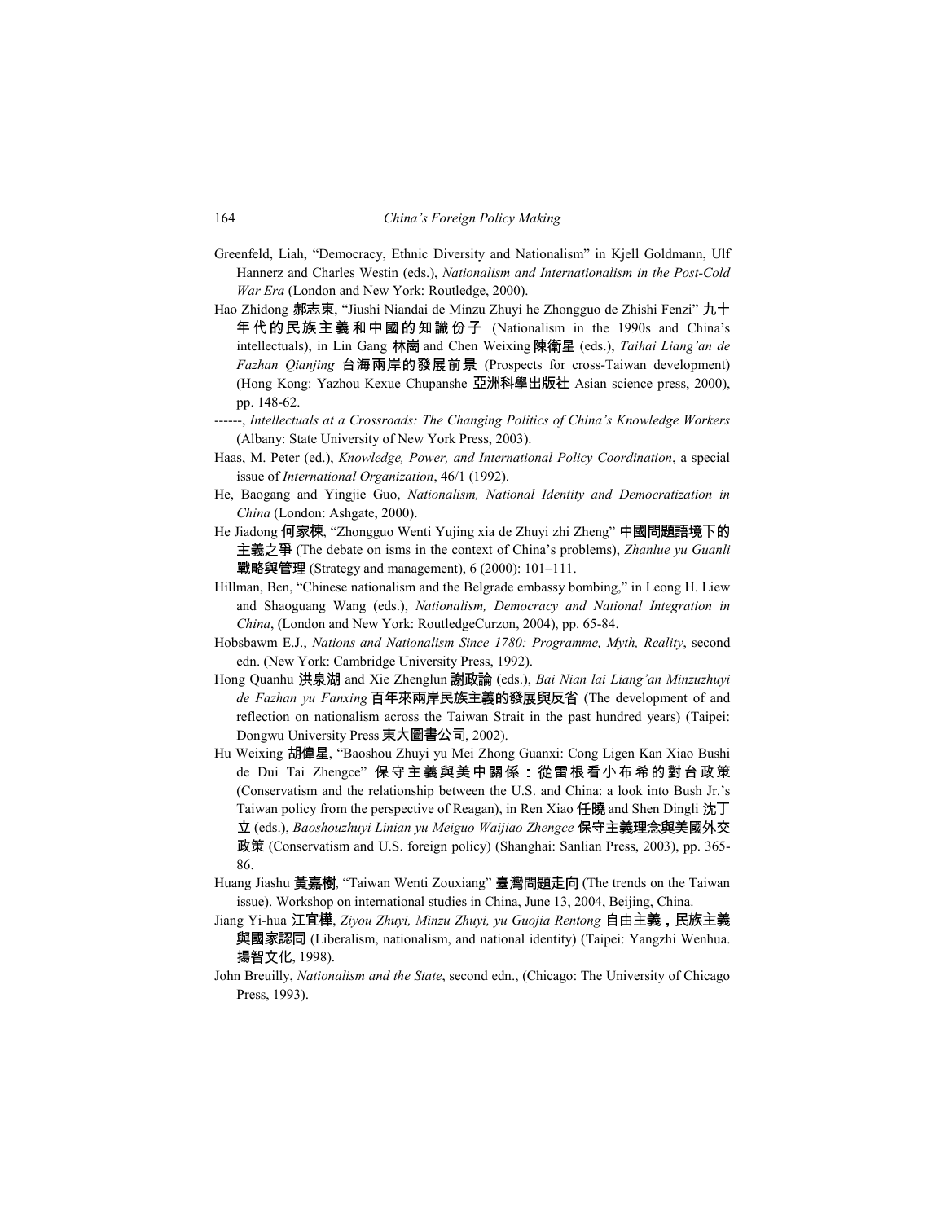Greenfeld, Liah, "Democracy, Ethnic Diversity and Nationalism" in Kjell Goldmann, Ulf Hannerz and Charles Westin (eds.), *Nationalism and Internationalism in the Post-Cold War Era* (London and New York: Routledge, 2000).

Hao Zhidong 郝志東, "Jiushi Niandai de Minzu Zhuyi he Zhongguo de Zhishi Fenzi" 九十年代的民族主義和中國的知識份子 (Nationalism in the 1990s and China's intellectuals), in Lin Gang 林崗 and Chen Weixing 陳衛星 (eds.), *Taihai Liang'an de Fazhan Qianjing* 台海兩岸的發展前景 (Prospects for cross-Taiwan development) (Hong Kong: Yazhou Kexue Chupanshe 亞洲科學出版社 Asian science press, 2000), pp. 148-62.

------, *Intellectuals at a Crossroads: The Changing Politics of China's Knowledge Workers* (Albany: State University of New York Press, 2003).

Haas, M. Peter (ed.), *Knowledge, Power, and International Policy Coordination*, a special issue of *International Organization*, 46/1 (1992).

He, Baogang and Yingjie Guo, *Nationalism, National Identity and Democratization in China* (London: Ashgate, 2000).

He Jiadong 何家棟, "Zhongguo Wenti Yujing xia de Zhuyi zhi Zheng" 中國問題語境下的主義之爭 (The debate on isms in the context of China's problems), *Zhanlue yu Guanli* 戰略與管理 (Strategy and management), 6 (2000): 101–111.

Hillman, Ben, "Chinese nationalism and the Belgrade embassy bombing," in Leong H. Liew and Shaoguang Wang (eds.), *Nationalism, Democracy and National Integration in China*, (London and New York: RoutledgeCurzon, 2004), pp. 65-84.

Hobsbawm E.J., *Nations and Nationalism Since 1780: Programme, Myth, Reality*, second edn. (New York: Cambridge University Press, 1992).

Hong Quanhu 洪泉湖 and Xie Zhenglun 謝政論 (eds.), *Bai Nian lai Liang'an Minzuzhuyi de Fazhan yu Fanxing* 百年來兩岸民族主義的發展與反省 (The development of and reflection on nationalism across the Taiwan Strait in the past hundred years) (Taipei: Dongwu University Press 東大圖書公司, 2002).

Hu Weixing 胡偉星, "Baoshou Zhuyi yu Mei Zhong Guanxi: Cong Ligen Kan Xiao Bushi de Dui Tai Zhengce" 保守主義與美中關係：從雷根看小布希的對台政策 (Conservatism and the relationship between the U.S. and China: a look into Bush Jr.'s Taiwan policy from the perspective of Reagan), in Ren Xiao 任曉 and Shen Dingli 沈丁立 (eds.), *Baoshouzhuyi Linian yu Meiguo Waijiao Zhengce* 保守主義理念與美國外交政策 (Conservatism and U.S. foreign policy) (Shanghai: Sanlian Press, 2003), pp. 365-86.

Huang Jiashu 黃嘉樹, "Taiwan Wenti Zouxiang" 臺灣問題走向 (The trends on the Taiwan issue). Workshop on international studies in China, June 13, 2004, Beijing, China.

Jiang Yi-hua 江宜樺, *Ziyou Zhuyi, Minzu Zhuyi, yu Guojia Rentong* 自由主義，民族主義與國家認同 (Liberalism, nationalism, and national identity) (Taipei: Yangzhi Wenhua. 揚智文化, 1998).

John Breuilly, *Nationalism and the State*, second edn., (Chicago: The University of Chicago Press, 1993).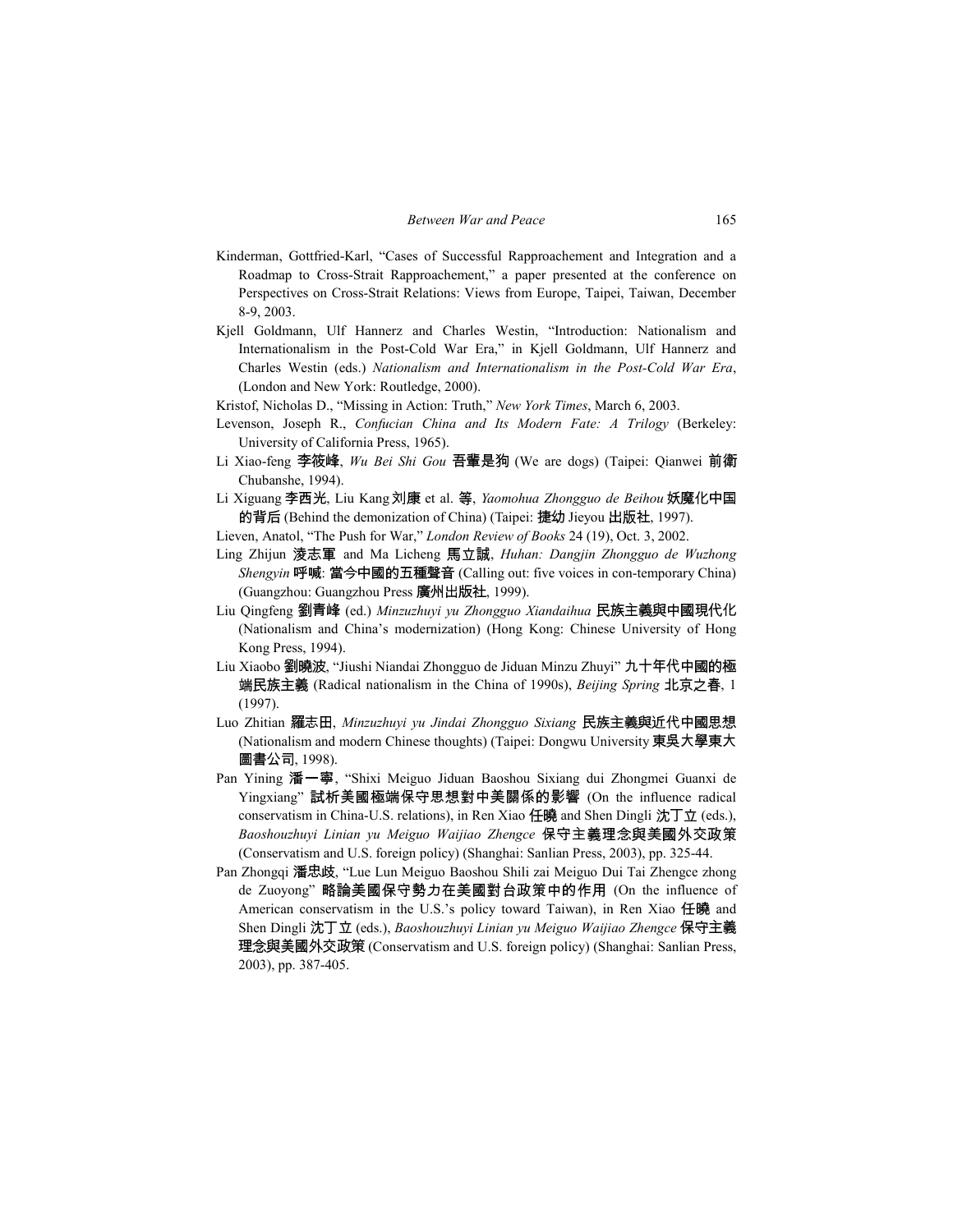Kinderman, Gottfried-Karl, "Cases of Successful Rapproachement and Integration and a Roadmap to Cross-Strait Rapproachement," a paper presented at the conference on Perspectives on Cross-Strait Relations: Views from Europe, Taipei, Taiwan, December 8-9, 2003.

Kjell Goldmann, Ulf Hannerz and Charles Westin, "Introduction: Nationalism and Internationalism in the Post-Cold War Era," in Kjell Goldmann, Ulf Hannerz and Charles Westin (eds.) *Nationalism and Internationalism in the Post-Cold War Era*, (London and New York: Routledge, 2000).

Kristof, Nicholas D., "Missing in Action: Truth," *New York Times*, March 6, 2003.

Levenson, Joseph R., *Confucian China and Its Modern Fate: A Trilogy* (Berkeley: University of California Press, 1965).

Li Xiao-feng 李筱峰, *Wu Bei Shi Gou* 吾輩是狗 (We are dogs) (Taipei: Qianwei 前衛 Chubanshe, 1994).

Li Xiguang 李西光, Liu Kang 刘康 et al. 等, *Yaomohua Zhongguo de Beihou* 妖魔化中国的背后 (Behind the demonization of China) (Taipei: 捷幼 Jieyou 出版社, 1997).

Lieven, Anatol, "The Push for War," *London Review of Books* 24 (19), Oct. 3, 2002.

Ling Zhijun 凌志軍 and Ma Licheng 馬立誠, *Huhan: Dangjin Zhongguo de Wuzhong Shengyin* 呼喊: 當今中國的五種聲音 (Calling out: five voices in con-temporary China) (Guangzhou: Guangzhou Press 廣州出版社, 1999).

Liu Qingfeng 劉青峰 (ed.) *Minzuzhuyi yu Zhongguo Xiandaihua* 民族主義與中國現代化 (Nationalism and China's modernization) (Hong Kong: Chinese University of Hong Kong Press, 1994).

Liu Xiaobo 劉曉波, "Jiushi Niandai Zhongguo de Jiduan Minzu Zhuyi" 九十年代中國的極端民族主義 (Radical nationalism in the China of 1990s), *Beijing Spring* 北京之春, 1 (1997).

Luo Zhitian 羅志田, *Minzuzhuyi yu Jindai Zhongguo Sixiang* 民族主義與近代中國思想 (Nationalism and modern Chinese thoughts) (Taipei: Dongwu University 東吳大學東大圖書公司, 1998).

Pan Yining 潘一寧, "Shixi Meiguo Jiduan Baoshou Sixiang dui Zhongmei Guanxi de Yingxiang" 試析美國極端保守思想對中美關係的影響 (On the influence radical conservatism in China-U.S. relations), in Ren Xiao 任曉 and Shen Dingli 沈丁立 (eds.), *Baoshouzhuyi Linian yu Meiguo Waijiao Zhengce* 保守主義理念與美國外交政策 (Conservatism and U.S. foreign policy) (Shanghai: Sanlian Press, 2003), pp. 325-44.

Pan Zhongqi 潘忠歧, "Lue Lun Meiguo Baoshou Shili zai Meiguo Dui Tai Zhengce zhong de Zuoyong" 略論美國保守勢力在美國對台政策中的作用 (On the influence of American conservatism in the U.S.'s policy toward Taiwan), in Ren Xiao 任曉 and Shen Dingli 沈丁立 (eds.), *Baoshouzhuyi Linian yu Meiguo Waijiao Zhengce* 保守主義理念與美國外交政策 (Conservatism and U.S. foreign policy) (Shanghai: Sanlian Press, 2003), pp. 387-405.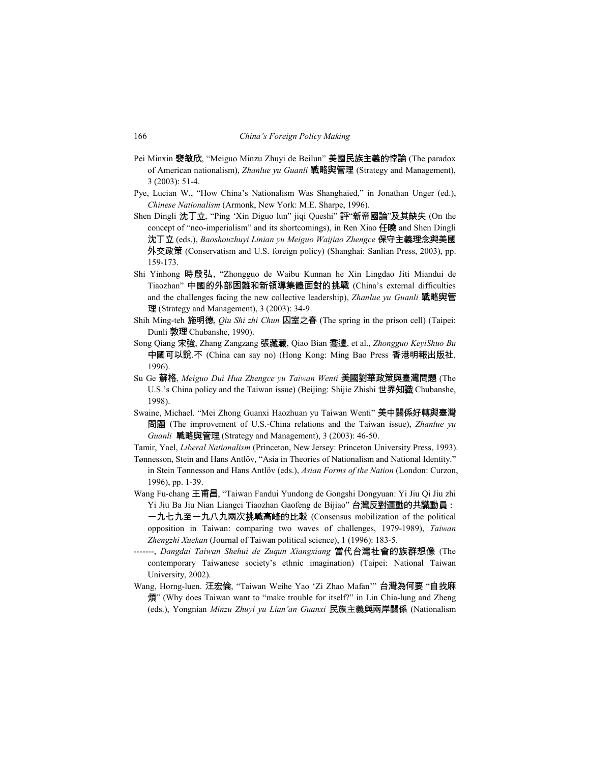Pei Minxin 裴敏欣, "Meiguo Minzu Zhuyi de Beilun" 美國民族主義的悖論 (The paradox of American nationalism), *Zhanlue yu Guanli* 戰略與管理 (Strategy and Management), 3 (2003): 51-4.

Pye, Lucian W., "How China's Nationalism Was Shanghaied," in Jonathan Unger (ed.), *Chinese Nationalism* (Armonk, New York: M.E. Sharpe, 1996).

Shen Dingli 沈丁立, "Ping 'Xin Diguo lun" jiqi Queshi" 評"新帝國論"及其缺失 (On the concept of "neo-imperialism" and its shortcomings), in Ren Xiao 任曉 and Shen Dingli 沈丁立 (eds.), *Baoshouzhuyi Linian yu Meiguo Waijiao Zhengce* 保守主義理念與美國外交政策 (Conservatism and U.S. foreign policy) (Shanghai: Sanlian Press, 2003), pp. 159-173.

Shi Yinhong 時殷弘, "Zhongguo de Waibu Kunnan he Xin Lingdao Jiti Miandui de Tiaozhan" 中國的外部困難和新領導集體面對的挑戰 (China's external difficulties and the challenges facing the new collective leadership), *Zhanlue yu Guanli* 戰略與管理 (Strategy and Management), 3 (2003): 34-9.

Shih Ming-teh 施明德, *Qiu Shi zhi Chun* 囚室之春 (The spring in the prison cell) (Taipei: Dunli 敦理 Chubanshe, 1990).

Song Qiang 宋強, Zhang Zangzang 張藏藏, Qiao Bian 喬邊, et al., *Zhongguo KeyiShuo Bu* 中國可以說.不 (China can say no) (Hong Kong: Ming Bao Press 香港明報出版社, 1996).

Su Ge 蘇格, *Meiguo Dui Hua Zhengce yu Taiwan Wenti* 美國對華政策與臺灣問題 (The U.S.'s China policy and the Taiwan issue) (Beijing: Shijie Zhishi 世界知識 Chubanshe, 1998).

Swaine, Michael. "Mei Zhong Guanxi Haozhuan yu Taiwan Wenti" 美中關係好轉與臺灣問題 (The improvement of U.S.-China relations and the Taiwan issue), *Zhanlue yu Guanli* 戰略與管理 (Strategy and Management), 3 (2003): 46-50.

Tamir, Yael, *Liberal Nationalism* (Princeton, New Jersey: Princeton University Press, 1993).

Tønnesson, Stein and Hans Antlöv, "Asia in Theories of Nationalism and National Identity." in Stein Tønnesson and Hans Antlöv (eds.), *Asian Forms of the Nation* (London: Curzon, 1996), pp. 1-39.

Wang Fu-chang 王甫昌, "Taiwan Fandui Yundong de Gongshi Dongyuan: Yi Jiu Qi Jiu zhi Yi Jiu Ba Jiu Nian Liangci Tiaozhan Gaofeng de Bijiao" 台灣反對運動的共識動員：一九七九至一九八九兩次挑戰高峰的比較 (Consensus mobilization of the political opposition in Taiwan: comparing two waves of challenges, 1979-1989), *Taiwan Zhengzhi Xuekan* (Journal of Taiwan political science), 1 (1996): 183-5.

-------, *Dangdai Taiwan Shehui de Zuqun Xiangxiang* 當代台灣社會的族群想像 (The contemporary Taiwanese society's ethnic imagination) (Taipei: National Taiwan University, 2002).

Wang, Horng-luen. 汪宏倫, "Taiwan Weihe Yao 'Zi Zhao Mafan'" 台灣為何要 "自找麻煩" (Why does Taiwan want to "make trouble for itself?" in Lin Chia-lung and Zheng (eds.), Yongnian *Minzu Zhuyi yu Lian'an Guanxi* 民族主義與兩岸關係 (Nationalism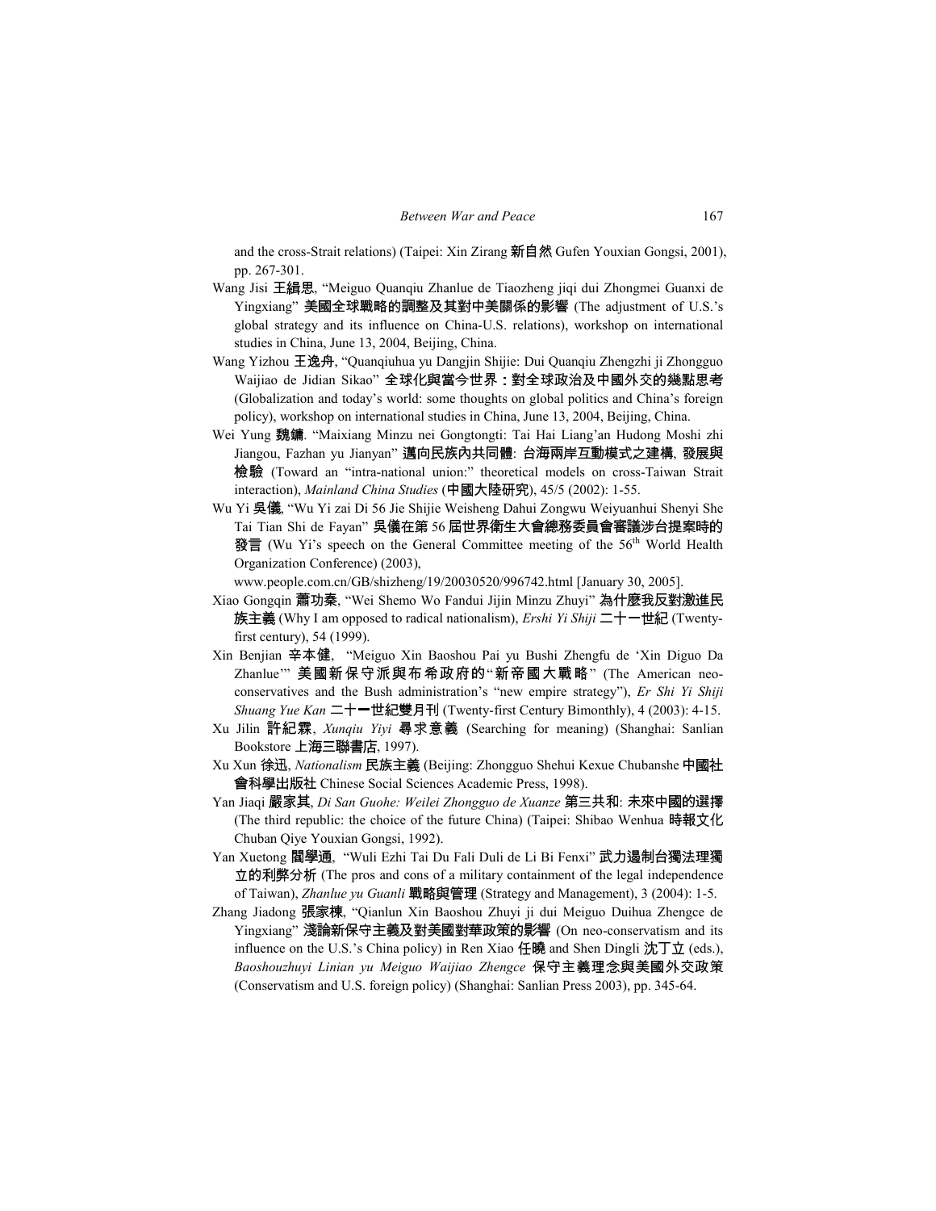and the cross-Strait relations) (Taipei: Xin Zirang 新自然 Gufen Youxian Gongsi, 2001), pp. 267-301.

Wang Jisi 王緝思, "Meiguo Quanqiu Zhanlue de Tiaozheng jiqi dui Zhongmei Guanxi de Yingxiang" 美國全球戰略的調整及其對中美關係的影響 (The adjustment of U.S.'s global strategy and its influence on China-U.S. relations), workshop on international studies in China, June 13, 2004, Beijing, China.

Wang Yizhou 王逸舟, "Quanqiuhua yu Dangjin Shijie: Dui Quanqiu Zhengzhi ji Zhongguo Waijiao de Jidian Sikao" 全球化與當今世界：對全球政治及中國外交的幾點思考 (Globalization and today's world: some thoughts on global politics and China's foreign policy), workshop on international studies in China, June 13, 2004, Beijing, China.

Wei Yung 魏鏞. "Maixiang Minzu nei Gongtongti: Tai Hai Liang'an Hudong Moshi zhi Jiangou, Fazhan yu Jianyan" 邁向民族內共同體: 台海兩岸互動模式之建構, 發展與檢驗 (Toward an "intra-national union:" theoretical models on cross-Taiwan Strait interaction), *Mainland China Studies* (中國大陸研究), 45/5 (2002): 1-55.

Wu Yi 吳儀, "Wu Yi zai Di 56 Jie Shijie Weisheng Dahui Zongwu Weiyuanhui Shenyi She Tai Tian Shi de Fayan" 吳儀在第 56 屆世界衛生大會總務委員會審議涉台提案時的發言 (Wu Yi's speech on the General Committee meeting of the 56th World Health Organization Conference) (2003), www.people.com.cn/GB/shizheng/19/20030520/996742.html [January 30, 2005].

Xiao Gongqin 蕭功秦, "Wei Shemo Wo Fandui Jijin Minzu Zhuyi" 為什麼我反對激進民族主義 (Why I am opposed to radical nationalism), *Ershi Yi Shiji* 二十一世紀 (Twenty-first century), 54 (1999).

Xin Benjian 辛本健, "Meiguo Xin Baoshou Pai yu Bushi Zhengfu de 'Xin Diguo Da Zhanlue'" 美國新保守派與布希政府的"新帝國大戰略" (The American neo-conservatives and the Bush administration's "new empire strategy"), *Er Shi Yi Shiji Shuang Yue Kan* 二十一世紀雙月刊 (Twenty-first Century Bimonthly), 4 (2003): 4-15.

Xu Jilin 許紀霖, *Xunqiu Yiyi* 尋求意義 (Searching for meaning) (Shanghai: Sanlian Bookstore 上海三聯書店, 1997).

Xu Xun 徐迅, *Nationalism* 民族主義 (Beijing: Zhongguo Shehui Kexue Chubanshe 中國社會科學出版社 Chinese Social Sciences Academic Press, 1998).

Yan Jiaqi 嚴家其, *Di San Guohe: Weilei Zhongguo de Xuanze* 第三共和: 未來中國的選擇 (The third republic: the choice of the future China) (Taipei: Shibao Wenhua 時報文化 Chuban Qiye Youxian Gongsi, 1992).

Yan Xuetong 閻學通, "Wuli Ezhi Tai Du Fali Duli de Li Bi Fenxi" 武力遏制台獨法理獨立的利弊分析 (The pros and cons of a military containment of the legal independence of Taiwan), *Zhanlue yu Guanli* 戰略與管理 (Strategy and Management), 3 (2004): 1-5.

Zhang Jiadong 張家棟, "Qianlun Xin Baoshou Zhuyi ji dui Meiguo Duihua Zhengce de Yingxiang" 淺論新保守主義及對美國對華政策的影響 (On neo-conservatism and its influence on the U.S.'s China policy) in Ren Xiao 任曉 and Shen Dingli 沈丁立 (eds.), *Baoshouzhuyi Linian yu Meiguo Waijiao Zhengce* 保守主義理念與美國外交政策 (Conservatism and U.S. foreign policy) (Shanghai: Sanlian Press 2003), pp. 345-64.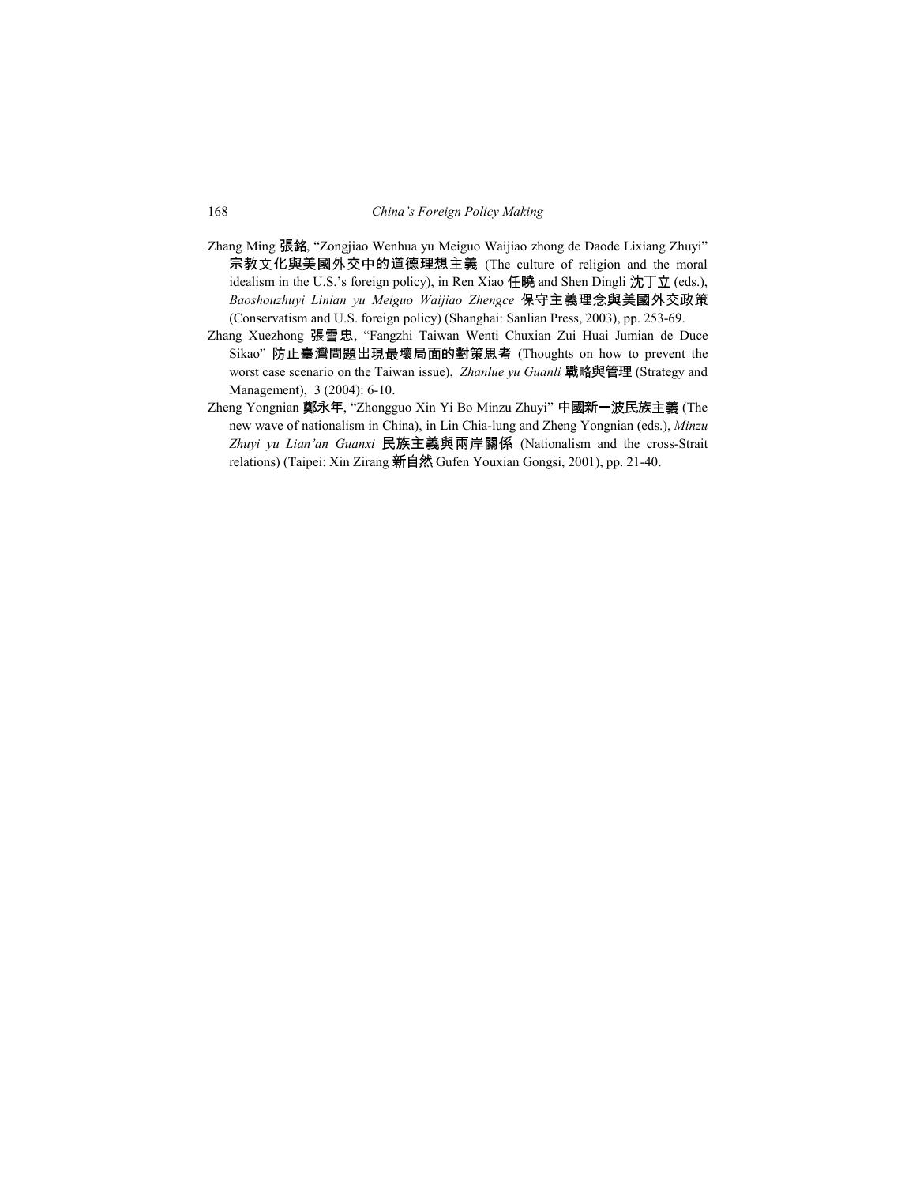Zhang Ming 張銘, "Zongjiao Wenhua yu Meiguo Waijiao zhong de Daode Lixiang Zhuyi" 宗教文化與美國外交中的道德理想主義 (The culture of religion and the moral idealism in the U.S.'s foreign policy), in Ren Xiao 任曉 and Shen Dingli 沈丁立 (eds.), *Baoshouzhuyi Linian yu Meiguo Waijiao Zhengce* 保守主義理念與美國外交政策 (Conservatism and U.S. foreign policy) (Shanghai: Sanlian Press, 2003), pp. 253-69.

Zhang Xuezhong 張雪忠, "Fangzhi Taiwan Wenti Chuxian Zui Huai Jumian de Duce Sikao" 防止臺灣問題出現最壞局面的對策思考 (Thoughts on how to prevent the worst case scenario on the Taiwan issue), *Zhanlue yu Guanli* 戰略與管理 (Strategy and Management), 3 (2004): 6-10.

Zheng Yongnian 鄭永年, "Zhongguo Xin Yi Bo Minzu Zhuyi" 中國新一波民族主義 (The new wave of nationalism in China), in Lin Chia-lung and Zheng Yongnian (eds.), *Minzu Zhuyi yu Lian'an Guanxi* 民族主義與兩岸關係 (Nationalism and the cross-Strait relations) (Taipei: Xin Zirang 新自然 Gufen Youxian Gongsi, 2001), pp. 21-40.